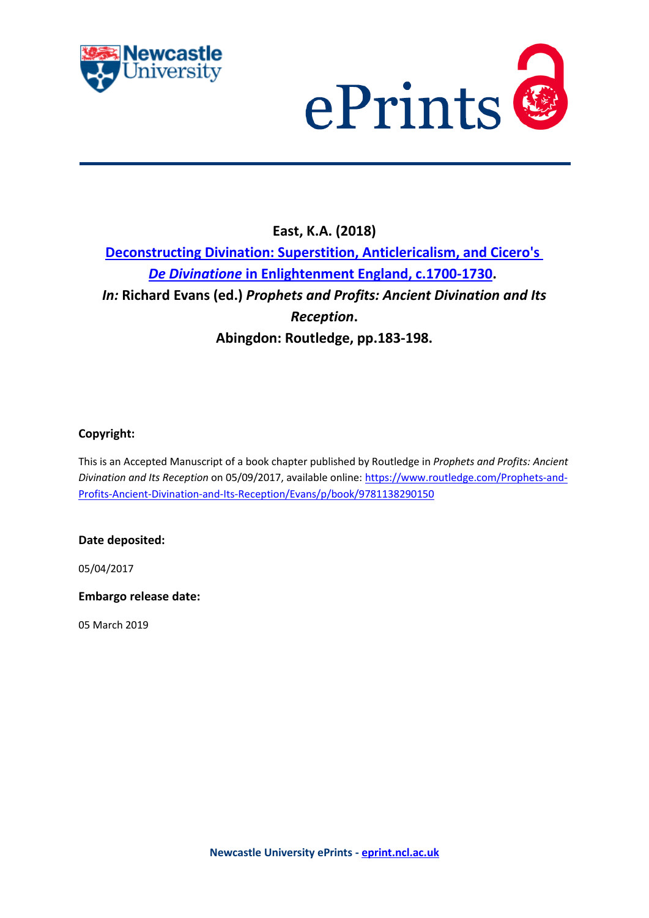**East, K.A. (2018)**

**[Deconstructing Divination: Superstition, Anticlericalism, and Cicero's *De Divinatione* in Enlightenment England, c.1700-1730](#).**

***In:*** **Richard Evans (ed.)** ***Prophets and Profits: Ancient Divination and Its Reception*****.**

**Abingdon: Routledge, pp.183-198.**

**Copyright:**

This is an Accepted Manuscript of a book chapter published by Routledge in *Prophets and Profits: Ancient Divination and Its Reception* on 05/09/2017, available online: https://www.routledge.com/Prophets-and-Profits-Ancient-Divination-and-Its-Reception/Evans/p/book/9781138290150

**Date deposited:**

05/04/2017

**Embargo release date:**

05 March 2019

**Newcastle University ePrints - eprint.ncl.ac.uk**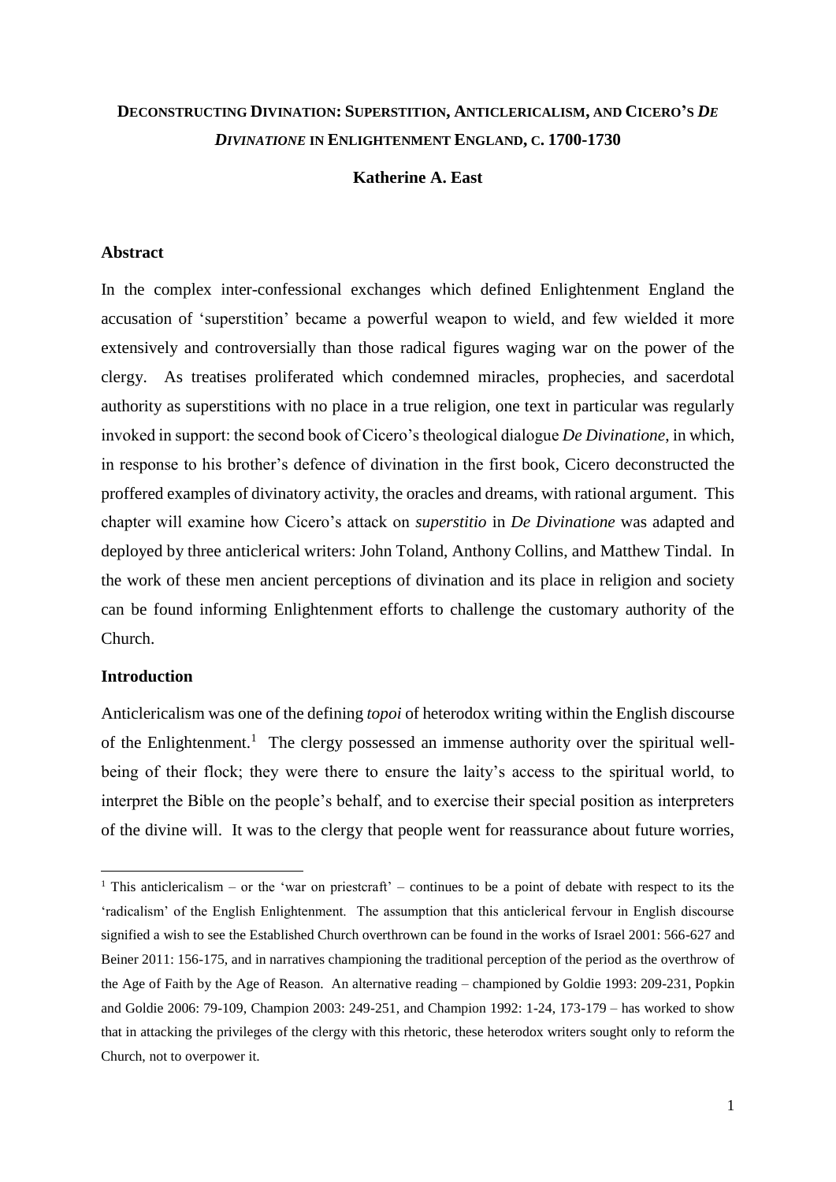# **DECONSTRUCTING DIVINATION: SUPERSTITION, ANTICLERICALISM, AND CICERO'S *DE DIVINATIONE* IN ENLIGHTENMENT ENGLAND, C. 1700-1730**

**Katherine A. East**

## **Abstract**

In the complex inter-confessional exchanges which defined Enlightenment England the accusation of 'superstition' became a powerful weapon to wield, and few wielded it more extensively and controversially than those radical figures waging war on the power of the clergy. As treatises proliferated which condemned miracles, prophecies, and sacerdotal authority as superstitions with no place in a true religion, one text in particular was regularly invoked in support: the second book of Cicero's theological dialogue *De Divinatione*, in which, in response to his brother's defence of divination in the first book, Cicero deconstructed the proffered examples of divinatory activity, the oracles and dreams, with rational argument. This chapter will examine how Cicero's attack on *superstitio* in *De Divinatione* was adapted and deployed by three anticlerical writers: John Toland, Anthony Collins, and Matthew Tindal. In the work of these men ancient perceptions of divination and its place in religion and society can be found informing Enlightenment efforts to challenge the customary authority of the Church.

## **Introduction**

Anticlericalism was one of the defining *topoi* of heterodox writing within the English discourse of the Enlightenment.[1] The clergy possessed an immense authority over the spiritual well-being of their flock; they were there to ensure the laity's access to the spiritual world, to interpret the Bible on the people's behalf, and to exercise their special position as interpreters of the divine will. It was to the clergy that people went for reassurance about future worries,

[1] This anticlericalism – or the 'war on priestcraft' – continues to be a point of debate with respect to its the 'radicalism' of the English Enlightenment. The assumption that this anticlerical fervour in English discourse signified a wish to see the Established Church overthrown can be found in the works of Israel 2001: 566-627 and Beiner 2011: 156-175, and in narratives championing the traditional perception of the period as the overthrow of the Age of Faith by the Age of Reason. An alternative reading – championed by Goldie 1993: 209-231, Popkin and Goldie 2006: 79-109, Champion 2003: 249-251, and Champion 1992: 1-24, 173-179 – has worked to show that in attacking the privileges of the clergy with this rhetoric, these heterodox writers sought only to reform the Church, not to overpower it.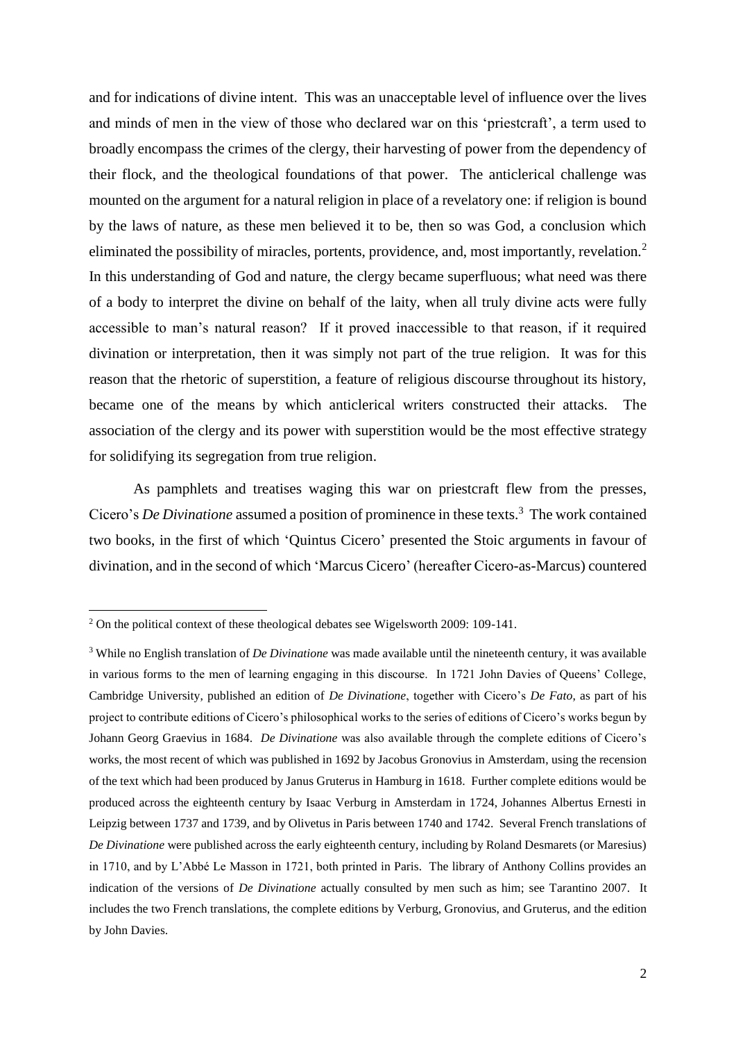and for indications of divine intent. This was an unacceptable level of influence over the lives and minds of men in the view of those who declared war on this 'priestcraft', a term used to broadly encompass the crimes of the clergy, their harvesting of power from the dependency of their flock, and the theological foundations of that power. The anticlerical challenge was mounted on the argument for a natural religion in place of a revelatory one: if religion is bound by the laws of nature, as these men believed it to be, then so was God, a conclusion which eliminated the possibility of miracles, portents, providence, and, most importantly, revelation.[2] In this understanding of God and nature, the clergy became superfluous; what need was there of a body to interpret the divine on behalf of the laity, when all truly divine acts were fully accessible to man's natural reason? If it proved inaccessible to that reason, if it required divination or interpretation, then it was simply not part of the true religion. It was for this reason that the rhetoric of superstition, a feature of religious discourse throughout its history, became one of the means by which anticlerical writers constructed their attacks. The association of the clergy and its power with superstition would be the most effective strategy for solidifying its segregation from true religion.

As pamphlets and treatises waging this war on priestcraft flew from the presses, Cicero's *De Divinatione* assumed a position of prominence in these texts.[3] The work contained two books, in the first of which 'Quintus Cicero' presented the Stoic arguments in favour of divination, and in the second of which 'Marcus Cicero' (hereafter Cicero-as-Marcus) countered

---

[2] On the political context of these theological debates see Wigelsworth 2009: 109-141.

[3] While no English translation of *De Divinatione* was made available until the nineteenth century, it was available in various forms to the men of learning engaging in this discourse. In 1721 John Davies of Queens' College, Cambridge University, published an edition of *De Divinatione*, together with Cicero's *De Fato*, as part of his project to contribute editions of Cicero's philosophical works to the series of editions of Cicero's works begun by Johann Georg Graevius in 1684. *De Divinatione* was also available through the complete editions of Cicero's works, the most recent of which was published in 1692 by Jacobus Gronovius in Amsterdam, using the recension of the text which had been produced by Janus Gruterus in Hamburg in 1618. Further complete editions would be produced across the eighteenth century by Isaac Verburg in Amsterdam in 1724, Johannes Albertus Ernesti in Leipzig between 1737 and 1739, and by Olivetus in Paris between 1740 and 1742. Several French translations of *De Divinatione* were published across the early eighteenth century, including by Roland Desmarets (or Maresius) in 1710, and by L'Abbé Le Masson in 1721, both printed in Paris. The library of Anthony Collins provides an indication of the versions of *De Divinatione* actually consulted by men such as him; see Tarantino 2007. It includes the two French translations, the complete editions by Verburg, Gronovius, and Gruterus, and the edition by John Davies.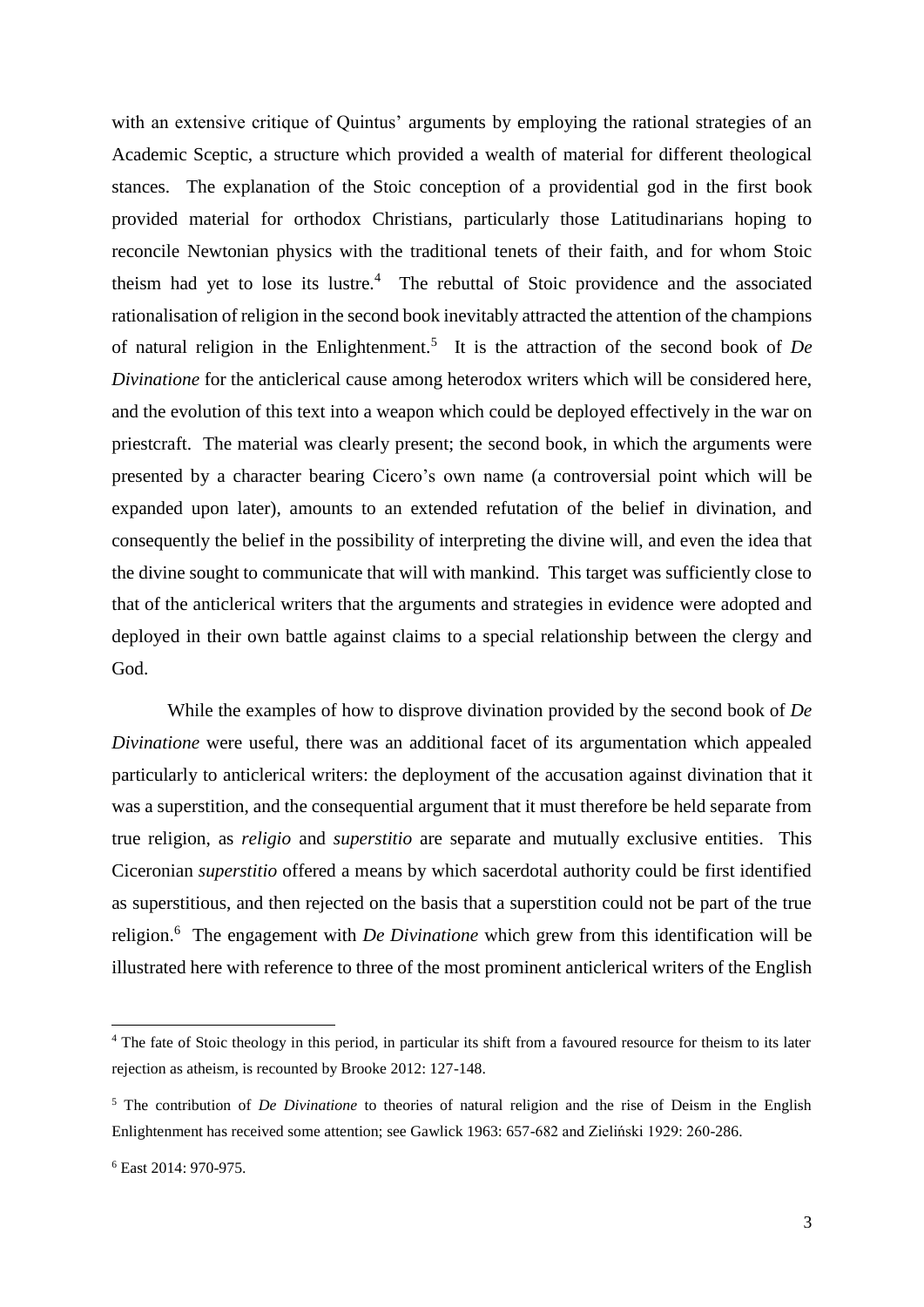with an extensive critique of Quintus' arguments by employing the rational strategies of an Academic Sceptic, a structure which provided a wealth of material for different theological stances. The explanation of the Stoic conception of a providential god in the first book provided material for orthodox Christians, particularly those Latitudinarians hoping to reconcile Newtonian physics with the traditional tenets of their faith, and for whom Stoic theism had yet to lose its lustre.[4] The rebuttal of Stoic providence and the associated rationalisation of religion in the second book inevitably attracted the attention of the champions of natural religion in the Enlightenment.[5] It is the attraction of the second book of *De Divinatione* for the anticlerical cause among heterodox writers which will be considered here, and the evolution of this text into a weapon which could be deployed effectively in the war on priestcraft. The material was clearly present; the second book, in which the arguments were presented by a character bearing Cicero's own name (a controversial point which will be expanded upon later), amounts to an extended refutation of the belief in divination, and consequently the belief in the possibility of interpreting the divine will, and even the idea that the divine sought to communicate that will with mankind. This target was sufficiently close to that of the anticlerical writers that the arguments and strategies in evidence were adopted and deployed in their own battle against claims to a special relationship between the clergy and God.

While the examples of how to disprove divination provided by the second book of *De Divinatione* were useful, there was an additional facet of its argumentation which appealed particularly to anticlerical writers: the deployment of the accusation against divination that it was a superstition, and the consequential argument that it must therefore be held separate from true religion, as *religio* and *superstitio* are separate and mutually exclusive entities. This Ciceronian *superstitio* offered a means by which sacerdotal authority could be first identified as superstitious, and then rejected on the basis that a superstition could not be part of the true religion.[6] The engagement with *De Divinatione* which grew from this identification will be illustrated here with reference to three of the most prominent anticlerical writers of the English

---

[4] The fate of Stoic theology in this period, in particular its shift from a favoured resource for theism to its later rejection as atheism, is recounted by Brooke 2012: 127-148.

[5] The contribution of *De Divinatione* to theories of natural religion and the rise of Deism in the English Enlightenment has received some attention; see Gawlick 1963: 657-682 and Zieliński 1929: 260-286.

[6] East 2014: 970-975.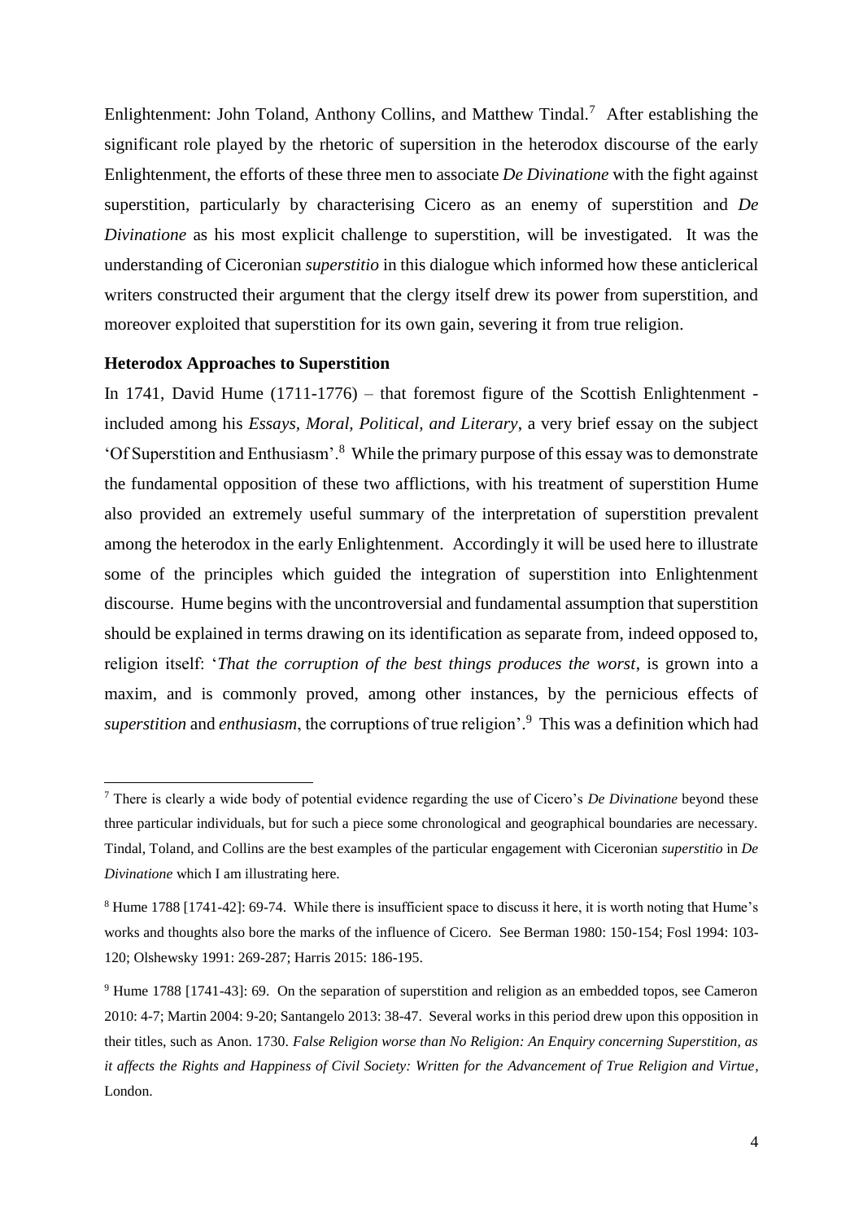Enlightenment: John Toland, Anthony Collins, and Matthew Tindal.[7] After establishing the significant role played by the rhetoric of supersition in the heterodox discourse of the early Enlightenment, the efforts of these three men to associate *De Divinatione* with the fight against superstition, particularly by characterising Cicero as an enemy of superstition and *De Divinatione* as his most explicit challenge to superstition, will be investigated. It was the understanding of Ciceronian *superstitio* in this dialogue which informed how these anticlerical writers constructed their argument that the clergy itself drew its power from superstition, and moreover exploited that superstition for its own gain, severing it from true religion.

**Heterodox Approaches to Superstition**

In 1741, David Hume (1711-1776) – that foremost figure of the Scottish Enlightenment - included among his *Essays, Moral, Political, and Literary*, a very brief essay on the subject 'Of Superstition and Enthusiasm'.[8] While the primary purpose of this essay was to demonstrate the fundamental opposition of these two afflictions, with his treatment of superstition Hume also provided an extremely useful summary of the interpretation of superstition prevalent among the heterodox in the early Enlightenment. Accordingly it will be used here to illustrate some of the principles which guided the integration of superstition into Enlightenment discourse. Hume begins with the uncontroversial and fundamental assumption that superstition should be explained in terms drawing on its identification as separate from, indeed opposed to, religion itself: '*That the corruption of the best things produces the worst*, is grown into a maxim, and is commonly proved, among other instances, by the pernicious effects of *superstition* and *enthusiasm*, the corruptions of true religion'.[9] This was a definition which had

---

[7] There is clearly a wide body of potential evidence regarding the use of Cicero's *De Divinatione* beyond these three particular individuals, but for such a piece some chronological and geographical boundaries are necessary. Tindal, Toland, and Collins are the best examples of the particular engagement with Ciceronian *superstitio* in *De Divinatione* which I am illustrating here.

[8] Hume 1788 [1741-42]: 69-74. While there is insufficient space to discuss it here, it is worth noting that Hume's works and thoughts also bore the marks of the influence of Cicero. See Berman 1980: 150-154; Fosl 1994: 103-120; Olshewsky 1991: 269-287; Harris 2015: 186-195.

[9] Hume 1788 [1741-43]: 69. On the separation of superstition and religion as an embedded topos, see Cameron 2010: 4-7; Martin 2004: 9-20; Santangelo 2013: 38-47. Several works in this period drew upon this opposition in their titles, such as Anon. 1730. *False Religion worse than No Religion: An Enquiry concerning Superstition, as it affects the Rights and Happiness of Civil Society: Written for the Advancement of True Religion and Virtue*, London.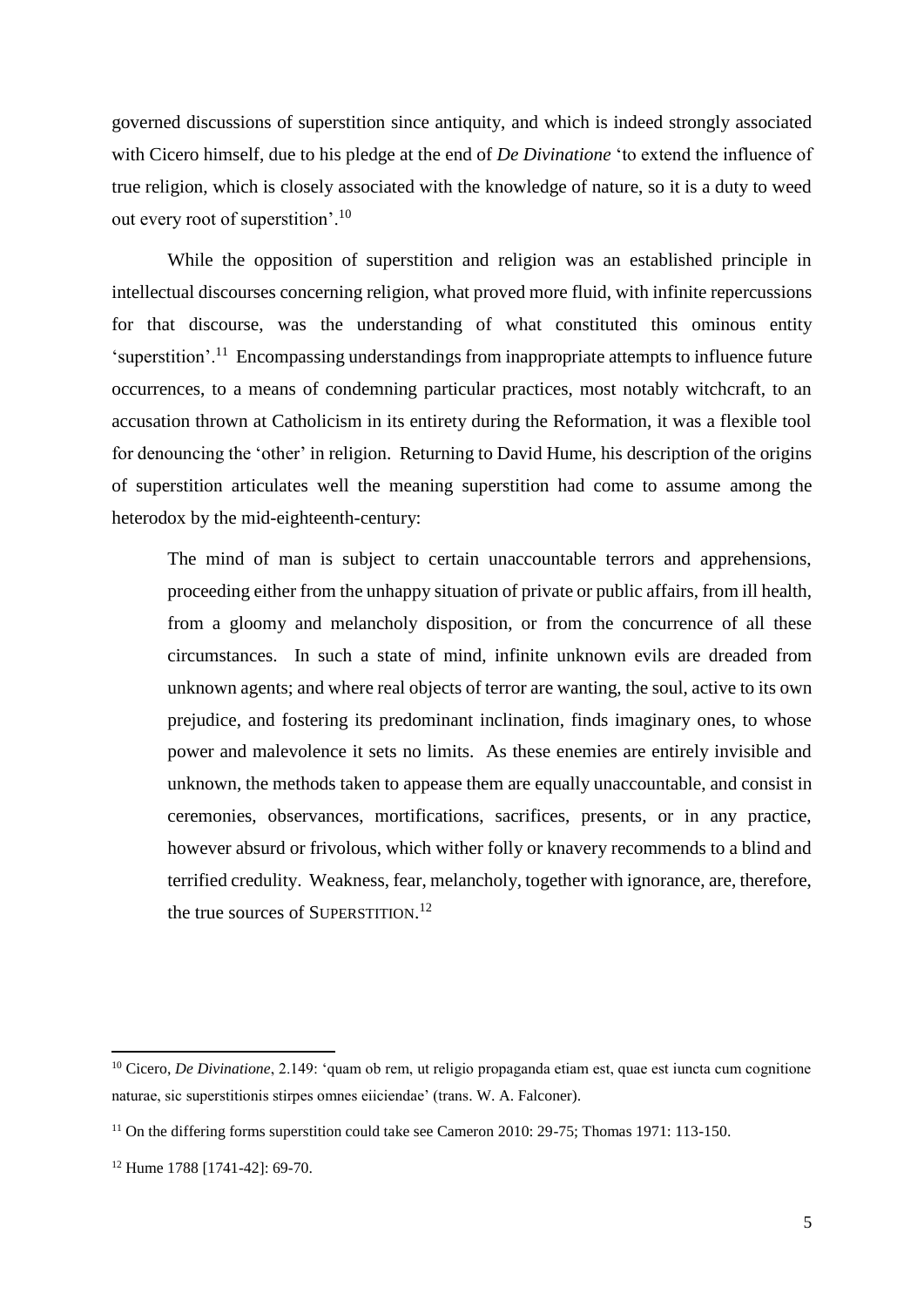governed discussions of superstition since antiquity, and which is indeed strongly associated with Cicero himself, due to his pledge at the end of *De Divinatione* 'to extend the influence of true religion, which is closely associated with the knowledge of nature, so it is a duty to weed out every root of superstition'.[10]

While the opposition of superstition and religion was an established principle in intellectual discourses concerning religion, what proved more fluid, with infinite repercussions for that discourse, was the understanding of what constituted this ominous entity 'superstition'.[11] Encompassing understandings from inappropriate attempts to influence future occurrences, to a means of condemning particular practices, most notably witchcraft, to an accusation thrown at Catholicism in its entirety during the Reformation, it was a flexible tool for denouncing the 'other' in religion. Returning to David Hume, his description of the origins of superstition articulates well the meaning superstition had come to assume among the heterodox by the mid-eighteenth-century:

> The mind of man is subject to certain unaccountable terrors and apprehensions, proceeding either from the unhappy situation of private or public affairs, from ill health, from a gloomy and melancholy disposition, or from the concurrence of all these circumstances. In such a state of mind, infinite unknown evils are dreaded from unknown agents; and where real objects of terror are wanting, the soul, active to its own prejudice, and fostering its predominant inclination, finds imaginary ones, to whose power and malevolence it sets no limits. As these enemies are entirely invisible and unknown, the methods taken to appease them are equally unaccountable, and consist in ceremonies, observances, mortifications, sacrifices, presents, or in any practice, however absurd or frivolous, which wither folly or knavery recommends to a blind and terrified credulity. Weakness, fear, melancholy, together with ignorance, are, therefore, the true sources of SUPERSTITION.[12]

---

[10] Cicero, *De Divinatione*, 2.149: 'quam ob rem, ut religio propaganda etiam est, quae est iuncta cum cognitione naturae, sic superstitionis stirpes omnes eiiciendae' (trans. W. A. Falconer).

[11] On the differing forms superstition could take see Cameron 2010: 29-75; Thomas 1971: 113-150.

[12] Hume 1788 [1741-42]: 69-70.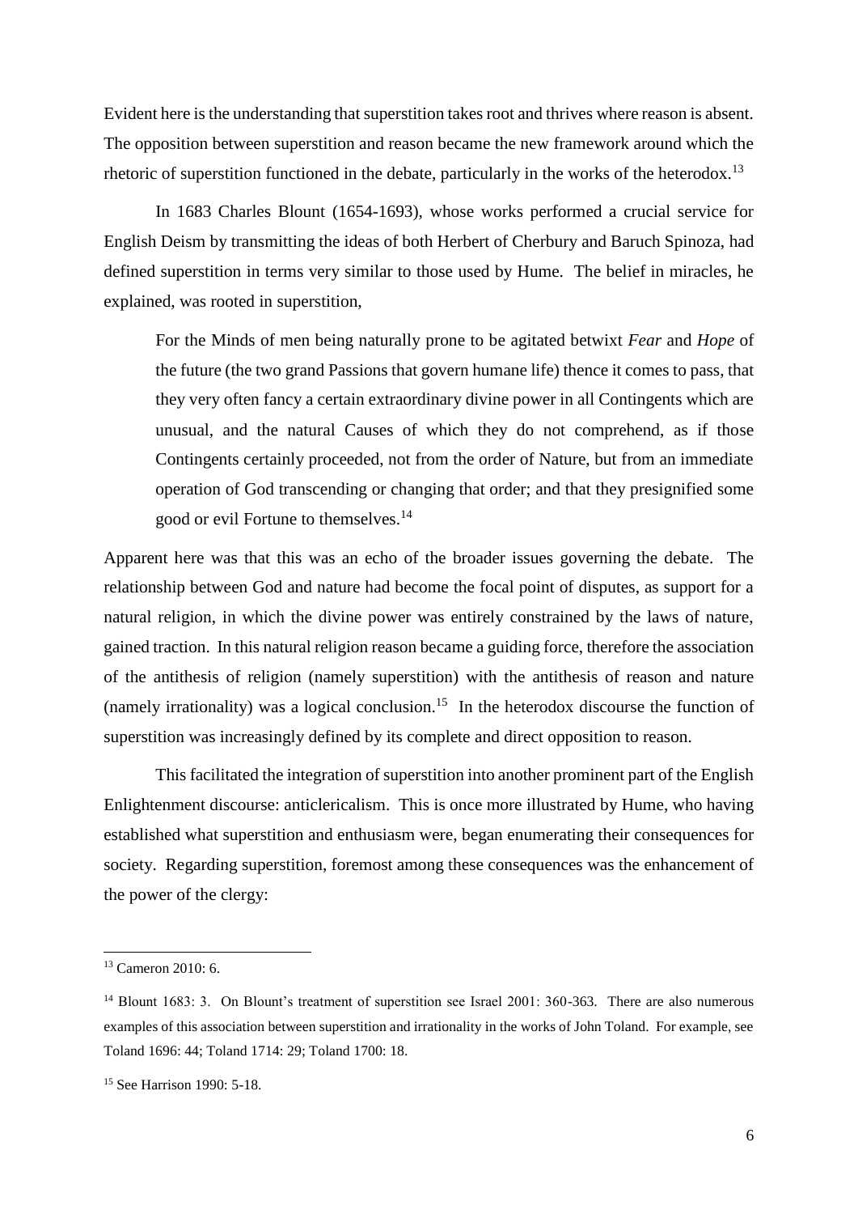Evident here is the understanding that superstition takes root and thrives where reason is absent. The opposition between superstition and reason became the new framework around which the rhetoric of superstition functioned in the debate, particularly in the works of the heterodox.[13]

In 1683 Charles Blount (1654-1693), whose works performed a crucial service for English Deism by transmitting the ideas of both Herbert of Cherbury and Baruch Spinoza, had defined superstition in terms very similar to those used by Hume. The belief in miracles, he explained, was rooted in superstition,

> For the Minds of men being naturally prone to be agitated betwixt *Fear* and *Hope* of the future (the two grand Passions that govern humane life) thence it comes to pass, that they very often fancy a certain extraordinary divine power in all Contingents which are unusual, and the natural Causes of which they do not comprehend, as if those Contingents certainly proceeded, not from the order of Nature, but from an immediate operation of God transcending or changing that order; and that they presignified some good or evil Fortune to themselves.[14]

Apparent here was that this was an echo of the broader issues governing the debate. The relationship between God and nature had become the focal point of disputes, as support for a natural religion, in which the divine power was entirely constrained by the laws of nature, gained traction. In this natural religion reason became a guiding force, therefore the association of the antithesis of religion (namely superstition) with the antithesis of reason and nature (namely irrationality) was a logical conclusion.[15] In the heterodox discourse the function of superstition was increasingly defined by its complete and direct opposition to reason.

This facilitated the integration of superstition into another prominent part of the English Enlightenment discourse: anticlericalism. This is once more illustrated by Hume, who having established what superstition and enthusiasm were, began enumerating their consequences for society. Regarding superstition, foremost among these consequences was the enhancement of the power of the clergy:

---

[13] Cameron 2010: 6.

[14] Blount 1683: 3. On Blount's treatment of superstition see Israel 2001: 360-363. There are also numerous examples of this association between superstition and irrationality in the works of John Toland. For example, see Toland 1696: 44; Toland 1714: 29; Toland 1700: 18.

[15] See Harrison 1990: 5-18.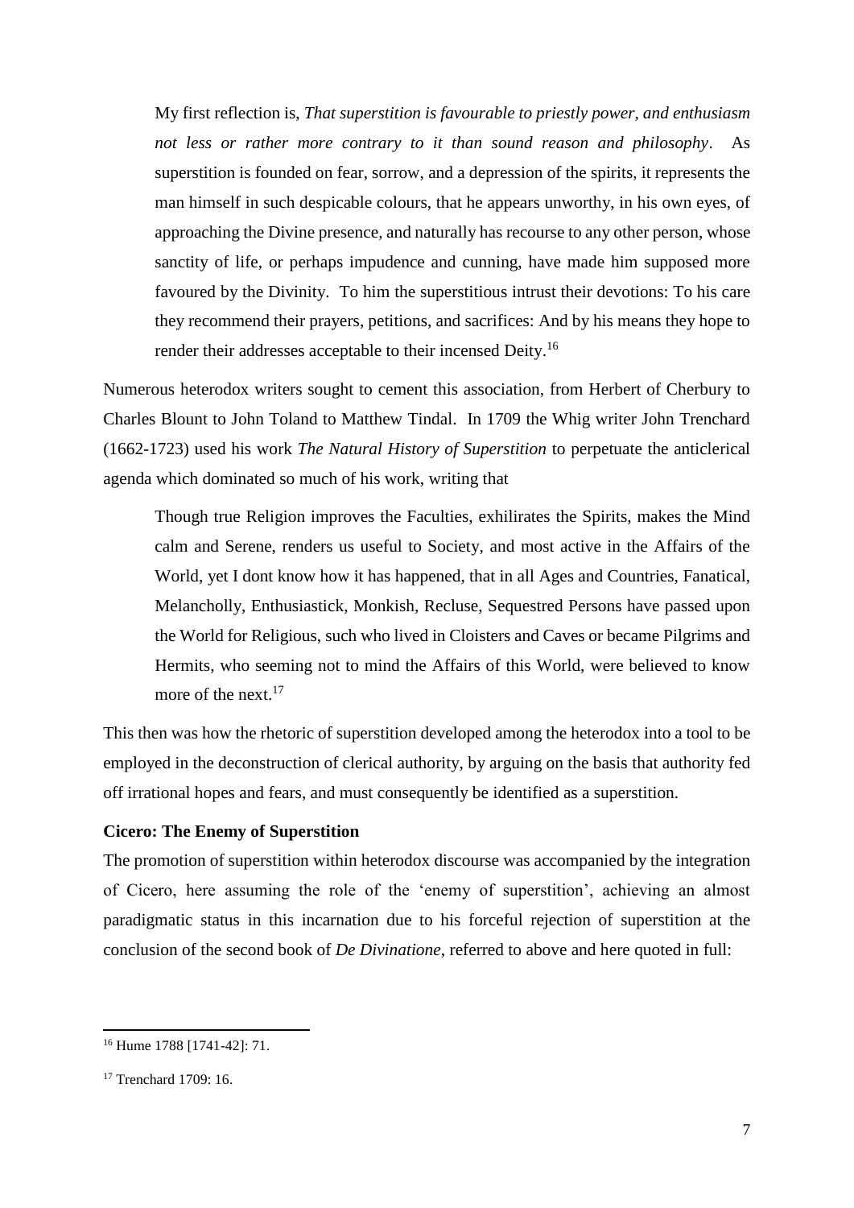> My first reflection is, *That superstition is favourable to priestly power, and enthusiasm not less or rather more contrary to it than sound reason and philosophy*. As superstition is founded on fear, sorrow, and a depression of the spirits, it represents the man himself in such despicable colours, that he appears unworthy, in his own eyes, of approaching the Divine presence, and naturally has recourse to any other person, whose sanctity of life, or perhaps impudence and cunning, have made him supposed more favoured by the Divinity. To him the superstitious intrust their devotions: To his care they recommend their prayers, petitions, and sacrifices: And by his means they hope to render their addresses acceptable to their incensed Deity.[16]

Numerous heterodox writers sought to cement this association, from Herbert of Cherbury to Charles Blount to John Toland to Matthew Tindal. In 1709 the Whig writer John Trenchard (1662-1723) used his work *The Natural History of Superstition* to perpetuate the anticlerical agenda which dominated so much of his work, writing that

> Though true Religion improves the Faculties, exhilirates the Spirits, makes the Mind calm and Serene, renders us useful to Society, and most active in the Affairs of the World, yet I dont know how it has happened, that in all Ages and Countries, Fanatical, Melancholly, Enthusiastick, Monkish, Recluse, Sequestred Persons have passed upon the World for Religious, such who lived in Cloisters and Caves or became Pilgrims and Hermits, who seeming not to mind the Affairs of this World, were believed to know more of the next.[17]

This then was how the rhetoric of superstition developed among the heterodox into a tool to be employed in the deconstruction of clerical authority, by arguing on the basis that authority fed off irrational hopes and fears, and must consequently be identified as a superstition.

**Cicero: The Enemy of Superstition**

The promotion of superstition within heterodox discourse was accompanied by the integration of Cicero, here assuming the role of the 'enemy of superstition', achieving an almost paradigmatic status in this incarnation due to his forceful rejection of superstition at the conclusion of the second book of *De Divinatione*, referred to above and here quoted in full:

---

[16] Hume 1788 [1741-42]: 71.

[17] Trenchard 1709: 16.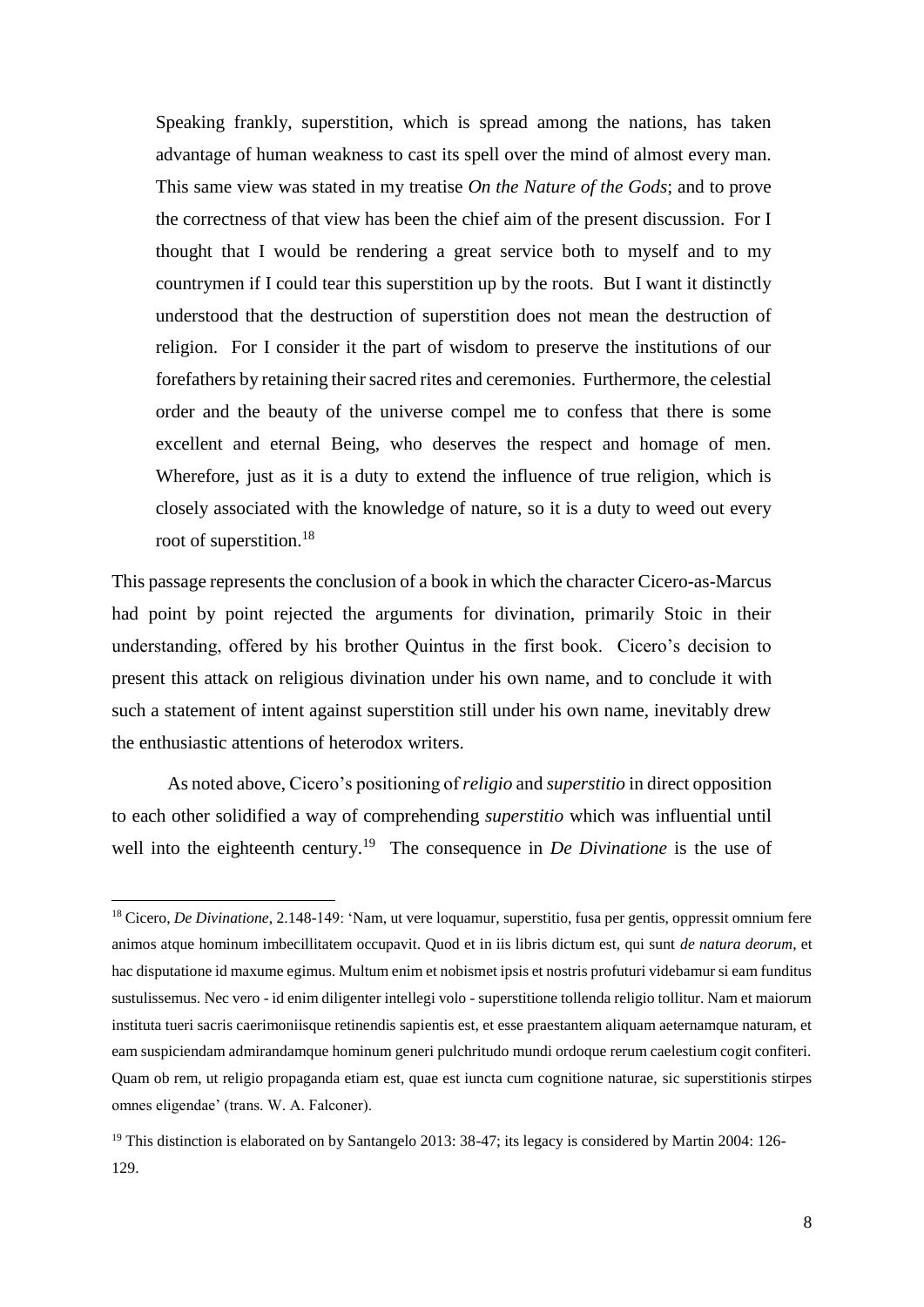> Speaking frankly, superstition, which is spread among the nations, has taken advantage of human weakness to cast its spell over the mind of almost every man. This same view was stated in my treatise *On the Nature of the Gods*; and to prove the correctness of that view has been the chief aim of the present discussion. For I thought that I would be rendering a great service both to myself and to my countrymen if I could tear this superstition up by the roots. But I want it distinctly understood that the destruction of superstition does not mean the destruction of religion. For I consider it the part of wisdom to preserve the institutions of our forefathers by retaining their sacred rites and ceremonies. Furthermore, the celestial order and the beauty of the universe compel me to confess that there is some excellent and eternal Being, who deserves the respect and homage of men. Wherefore, just as it is a duty to extend the influence of true religion, which is closely associated with the knowledge of nature, so it is a duty to weed out every root of superstition.[18]

This passage represents the conclusion of a book in which the character Cicero-as-Marcus had point by point rejected the arguments for divination, primarily Stoic in their understanding, offered by his brother Quintus in the first book. Cicero's decision to present this attack on religious divination under his own name, and to conclude it with such a statement of intent against superstition still under his own name, inevitably drew the enthusiastic attentions of heterodox writers.

As noted above, Cicero's positioning of *religio* and *superstitio* in direct opposition to each other solidified a way of comprehending *superstitio* which was influential until well into the eighteenth century.[19] The consequence in *De Divinatione* is the use of

---

[18] Cicero, *De Divinatione*, 2.148-149: 'Nam, ut vere loquamur, superstitio, fusa per gentis, oppressit omnium fere animos atque hominum imbecillitatem occupavit. Quod et in iis libris dictum est, qui sunt *de natura deorum*, et hac disputatione id maxume egimus. Multum enim et nobismet ipsis et nostris profuturi videbamur si eam funditus sustulissemus. Nec vero - id enim diligenter intellegi volo - superstitione tollenda religio tollitur. Nam et maiorum instituta tueri sacris caerimoniisque retinendis sapientis est, et esse praestantem aliquam aeternamque naturam, et eam suspiciendam admirandamque hominum generi pulchritudo mundi ordoque rerum caelestium cogit confiteri. Quam ob rem, ut religio propaganda etiam est, quae est iuncta cum cognitione naturae, sic superstitionis stirpes omnes eligendae' (trans. W. A. Falconer).

[19] This distinction is elaborated on by Santangelo 2013: 38-47; its legacy is considered by Martin 2004: 126-129.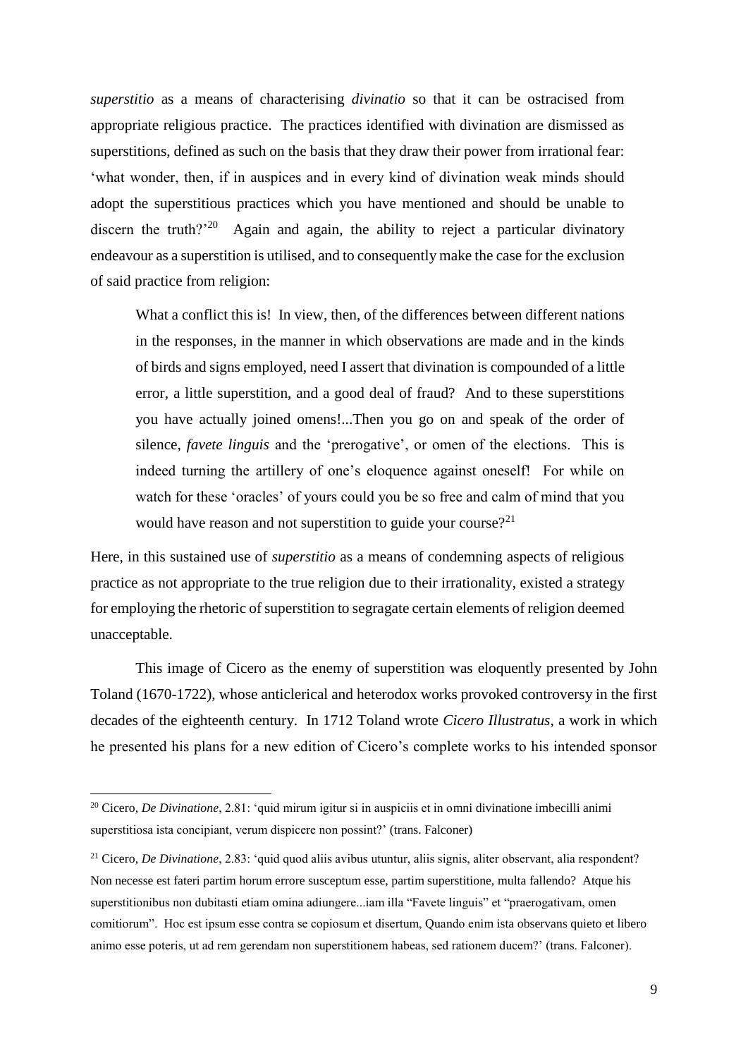*superstitio* as a means of characterising *divinatio* so that it can be ostracised from appropriate religious practice. The practices identified with divination are dismissed as superstitions, defined as such on the basis that they draw their power from irrational fear: 'what wonder, then, if in auspices and in every kind of divination weak minds should adopt the superstitious practices which you have mentioned and should be unable to discern the truth?'[20] Again and again, the ability to reject a particular divinatory endeavour as a superstition is utilised, and to consequently make the case for the exclusion of said practice from religion:

> What a conflict this is! In view, then, of the differences between different nations in the responses, in the manner in which observations are made and in the kinds of birds and signs employed, need I assert that divination is compounded of a little error, a little superstition, and a good deal of fraud? And to these superstitions you have actually joined omens!...Then you go on and speak of the order of silence, *favete linguis* and the 'prerogative', or omen of the elections. This is indeed turning the artillery of one's eloquence against oneself! For while on watch for these 'oracles' of yours could you be so free and calm of mind that you would have reason and not superstition to guide your course?[21]

Here, in this sustained use of *superstitio* as a means of condemning aspects of religious practice as not appropriate to the true religion due to their irrationality, existed a strategy for employing the rhetoric of superstition to segragate certain elements of religion deemed unacceptable.

This image of Cicero as the enemy of superstition was eloquently presented by John Toland (1670-1722), whose anticlerical and heterodox works provoked controversy in the first decades of the eighteenth century. In 1712 Toland wrote *Cicero Illustratus*, a work in which he presented his plans for a new edition of Cicero's complete works to his intended sponsor

---

[20] Cicero, *De Divinatione*, 2.81: 'quid mirum igitur si in auspiciis et in omni divinatione imbecilli animi superstitiosa ista concipiant, verum dispicere non possint?' (trans. Falconer)

[21] Cicero, *De Divinatione*, 2.83: 'quid quod aliis avibus utuntur, aliis signis, aliter observant, alia respondent? Non necesse est fateri partim horum errore susceptum esse, partim superstitione, multa fallendo? Atque his superstitionibus non dubitasti etiam omina adiungere...iam illa "Favete linguis" et "praerogativam, omen comitiorum". Hoc est ipsum esse contra se copiosum et disertum, Quando enim ista observans quieto et libero animo esse poteris, ut ad rem gerendam non superstitionem habeas, sed rationem ducem?' (trans. Falconer).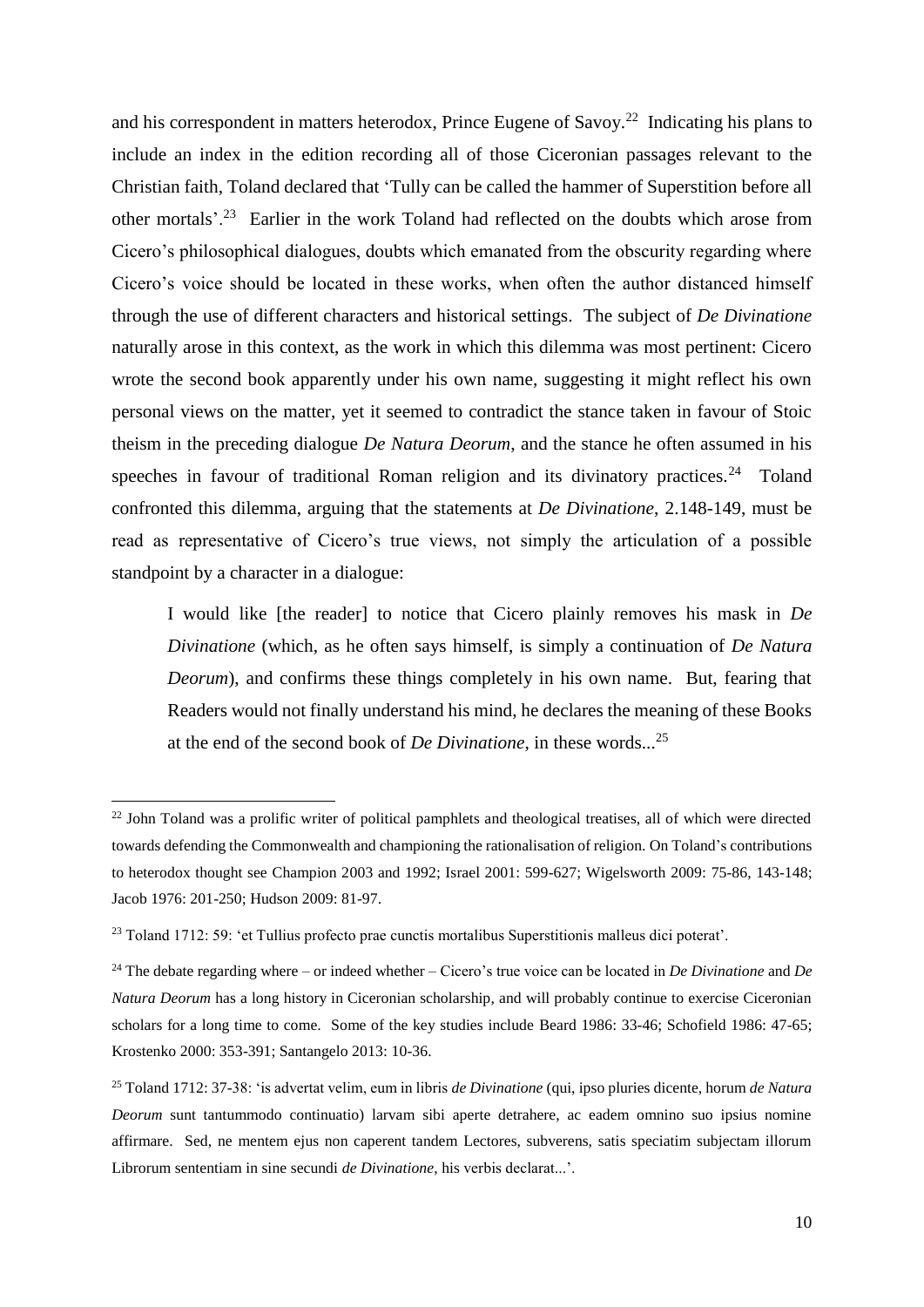and his correspondent in matters heterodox, Prince Eugene of Savoy.[22] Indicating his plans to include an index in the edition recording all of those Ciceronian passages relevant to the Christian faith, Toland declared that 'Tully can be called the hammer of Superstition before all other mortals'.[23] Earlier in the work Toland had reflected on the doubts which arose from Cicero's philosophical dialogues, doubts which emanated from the obscurity regarding where Cicero's voice should be located in these works, when often the author distanced himself through the use of different characters and historical settings. The subject of *De Divinatione* naturally arose in this context, as the work in which this dilemma was most pertinent: Cicero wrote the second book apparently under his own name, suggesting it might reflect his own personal views on the matter, yet it seemed to contradict the stance taken in favour of Stoic theism in the preceding dialogue *De Natura Deorum*, and the stance he often assumed in his speeches in favour of traditional Roman religion and its divinatory practices.[24] Toland confronted this dilemma, arguing that the statements at *De Divinatione*, 2.148-149, must be read as representative of Cicero's true views, not simply the articulation of a possible standpoint by a character in a dialogue:

> I would like [the reader] to notice that Cicero plainly removes his mask in *De Divinatione* (which, as he often says himself, is simply a continuation of *De Natura Deorum*), and confirms these things completely in his own name. But, fearing that Readers would not finally understand his mind, he declares the meaning of these Books at the end of the second book of *De Divinatione*, in these words...[25]

---

[22] John Toland was a prolific writer of political pamphlets and theological treatises, all of which were directed towards defending the Commonwealth and championing the rationalisation of religion. On Toland's contributions to heterodox thought see Champion 2003 and 1992; Israel 2001: 599-627; Wigelsworth 2009: 75-86, 143-148; Jacob 1976: 201-250; Hudson 2009: 81-97.

[23] Toland 1712: 59: 'et Tullius profecto prae cunctis mortalibus Superstitionis malleus dici poterat'.

[24] The debate regarding where – or indeed whether – Cicero's true voice can be located in *De Divinatione* and *De Natura Deorum* has a long history in Ciceronian scholarship, and will probably continue to exercise Ciceronian scholars for a long time to come. Some of the key studies include Beard 1986: 33-46; Schofield 1986: 47-65; Krostenko 2000: 353-391; Santangelo 2013: 10-36.

[25] Toland 1712: 37-38: 'is advertat velim, eum in libris *de Divinatione* (qui, ipso pluries dicente, horum *de Natura Deorum* sunt tantummodo continuatio) larvam sibi aperte detrahere, ac eadem omnino suo ipsius nomine affirmare. Sed, ne mentem ejus non caperent tandem Lectores, subverens, satis speciatim subjectam illorum Librorum sententiam in sine secundi *de Divinatione*, his verbis declarat...'.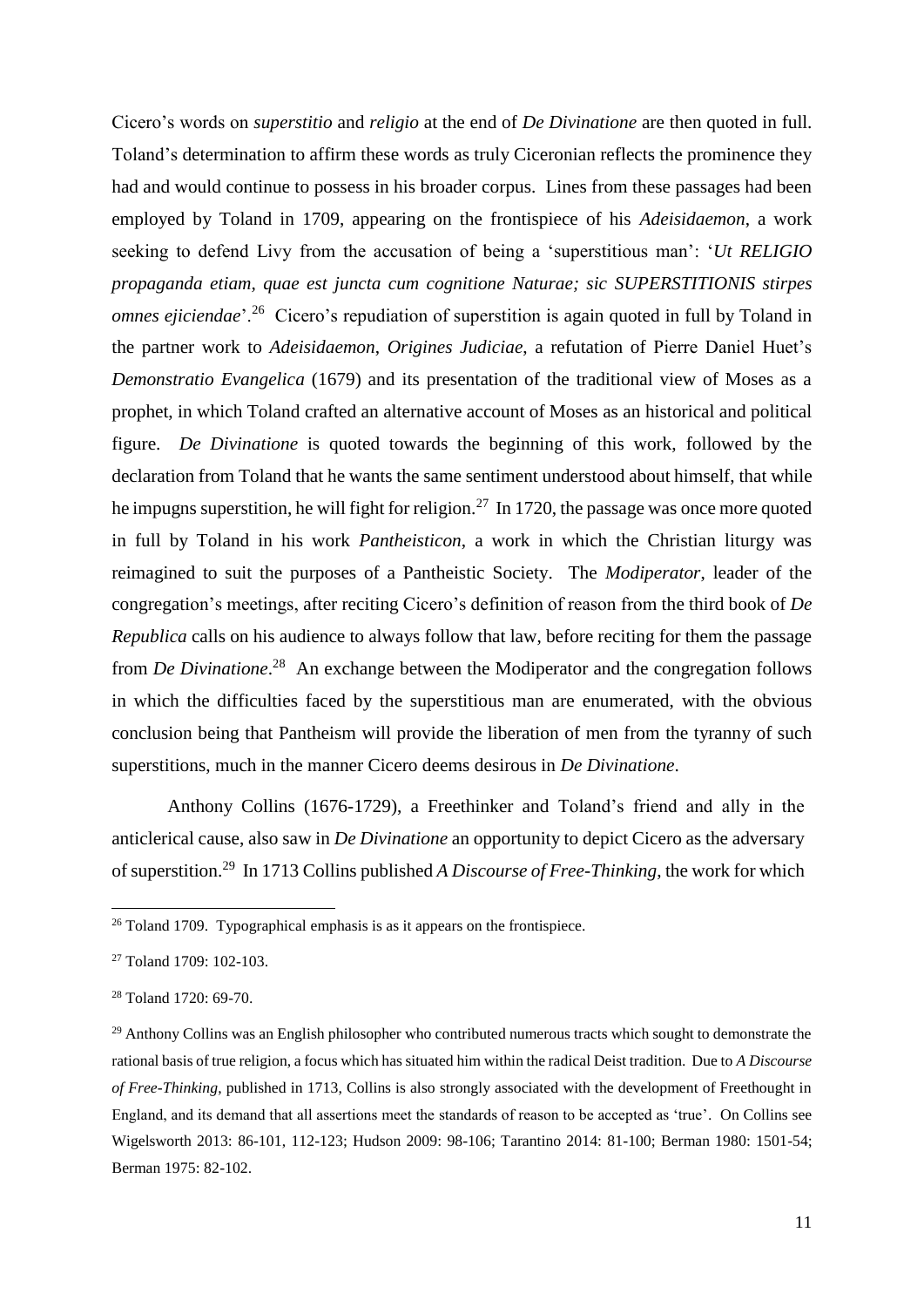Cicero's words on *superstitio* and *religio* at the end of *De Divinatione* are then quoted in full. Toland's determination to affirm these words as truly Ciceronian reflects the prominence they had and would continue to possess in his broader corpus. Lines from these passages had been employed by Toland in 1709, appearing on the frontispiece of his *Adeisidaemon*, a work seeking to defend Livy from the accusation of being a 'superstitious man': '*Ut RELIGIO propaganda etiam, quae est juncta cum cognitione Naturae; sic SUPERSTITIONIS stirpes omnes ejiciendae*'.[26] Cicero's repudiation of superstition is again quoted in full by Toland in the partner work to *Adeisidaemon*, *Origines Judiciae*, a refutation of Pierre Daniel Huet's *Demonstratio Evangelica* (1679) and its presentation of the traditional view of Moses as a prophet, in which Toland crafted an alternative account of Moses as an historical and political figure. *De Divinatione* is quoted towards the beginning of this work, followed by the declaration from Toland that he wants the same sentiment understood about himself, that while he impugns superstition, he will fight for religion.[27] In 1720, the passage was once more quoted in full by Toland in his work *Pantheisticon*, a work in which the Christian liturgy was reimagined to suit the purposes of a Pantheistic Society. The *Modiperator*, leader of the congregation's meetings, after reciting Cicero's definition of reason from the third book of *De Republica* calls on his audience to always follow that law, before reciting for them the passage from *De Divinatione*.[28] An exchange between the Modiperator and the congregation follows in which the difficulties faced by the superstitious man are enumerated, with the obvious conclusion being that Pantheism will provide the liberation of men from the tyranny of such superstitions, much in the manner Cicero deems desirous in *De Divinatione*.

Anthony Collins (1676-1729), a Freethinker and Toland's friend and ally in the anticlerical cause, also saw in *De Divinatione* an opportunity to depict Cicero as the adversary of superstition.[29] In 1713 Collins published *A Discourse of Free-Thinking*, the work for which

---

[26] Toland 1709. Typographical emphasis is as it appears on the frontispiece.

[27] Toland 1709: 102-103.

[28] Toland 1720: 69-70.

[29] Anthony Collins was an English philosopher who contributed numerous tracts which sought to demonstrate the rational basis of true religion, a focus which has situated him within the radical Deist tradition. Due to *A Discourse of Free-Thinking*, published in 1713, Collins is also strongly associated with the development of Freethought in England, and its demand that all assertions meet the standards of reason to be accepted as 'true'. On Collins see Wigelsworth 2013: 86-101, 112-123; Hudson 2009: 98-106; Tarantino 2014: 81-100; Berman 1980: 1501-54; Berman 1975: 82-102.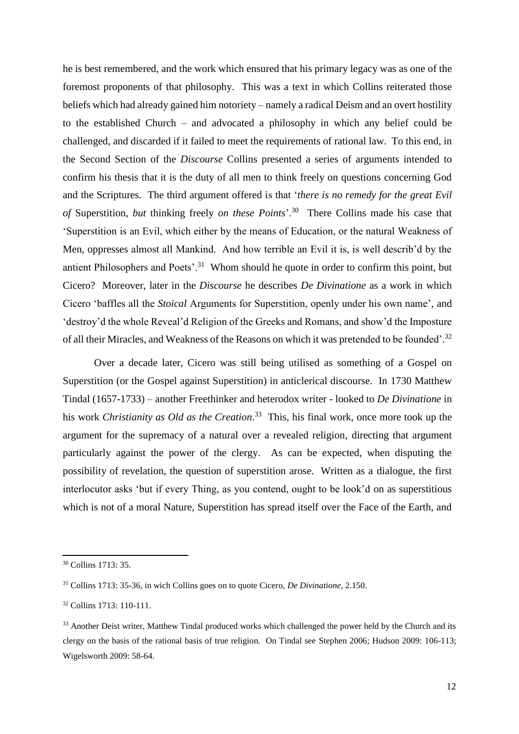he is best remembered, and the work which ensured that his primary legacy was as one of the foremost proponents of that philosophy. This was a text in which Collins reiterated those beliefs which had already gained him notoriety – namely a radical Deism and an overt hostility to the established Church – and advocated a philosophy in which any belief could be challenged, and discarded if it failed to meet the requirements of rational law. To this end, in the Second Section of the *Discourse* Collins presented a series of arguments intended to confirm his thesis that it is the duty of all men to think freely on questions concerning God and the Scriptures. The third argument offered is that '*there is no remedy for the great Evil of* Superstition, *but* thinking freely *on these Points*'.[30] There Collins made his case that 'Superstition is an Evil, which either by the means of Education, or the natural Weakness of Men, oppresses almost all Mankind. And how terrible an Evil it is, is well describ'd by the antient Philosophers and Poets'.[31] Whom should he quote in order to confirm this point, but Cicero? Moreover, later in the *Discourse* he describes *De Divinatione* as a work in which Cicero 'baffles all the *Stoical* Arguments for Superstition, openly under his own name', and 'destroy'd the whole Reveal'd Religion of the Greeks and Romans, and show'd the Imposture of all their Miracles, and Weakness of the Reasons on which it was pretended to be founded'.[32]

Over a decade later, Cicero was still being utilised as something of a Gospel on Superstition (or the Gospel against Superstition) in anticlerical discourse. In 1730 Matthew Tindal (1657-1733) – another Freethinker and heterodox writer - looked to *De Divinatione* in his work *Christianity as Old as the Creation*.[33] This, his final work, once more took up the argument for the supremacy of a natural over a revealed religion, directing that argument particularly against the power of the clergy. As can be expected, when disputing the possibility of revelation, the question of superstition arose. Written as a dialogue, the first interlocutor asks 'but if every Thing, as you contend, ought to be look'd on as superstitious which is not of a moral Nature, Superstition has spread itself over the Face of the Earth, and

---

[30] Collins 1713: 35.

[31] Collins 1713: 35-36, in wich Collins goes on to quote Cicero, *De Divinatione*, 2.150.

[32] Collins 1713: 110-111.

[33] Another Deist writer, Matthew Tindal produced works which challenged the power held by the Church and its clergy on the basis of the rational basis of true religion. On Tindal see Stephen 2006; Hudson 2009: 106-113; Wigelsworth 2009: 58-64.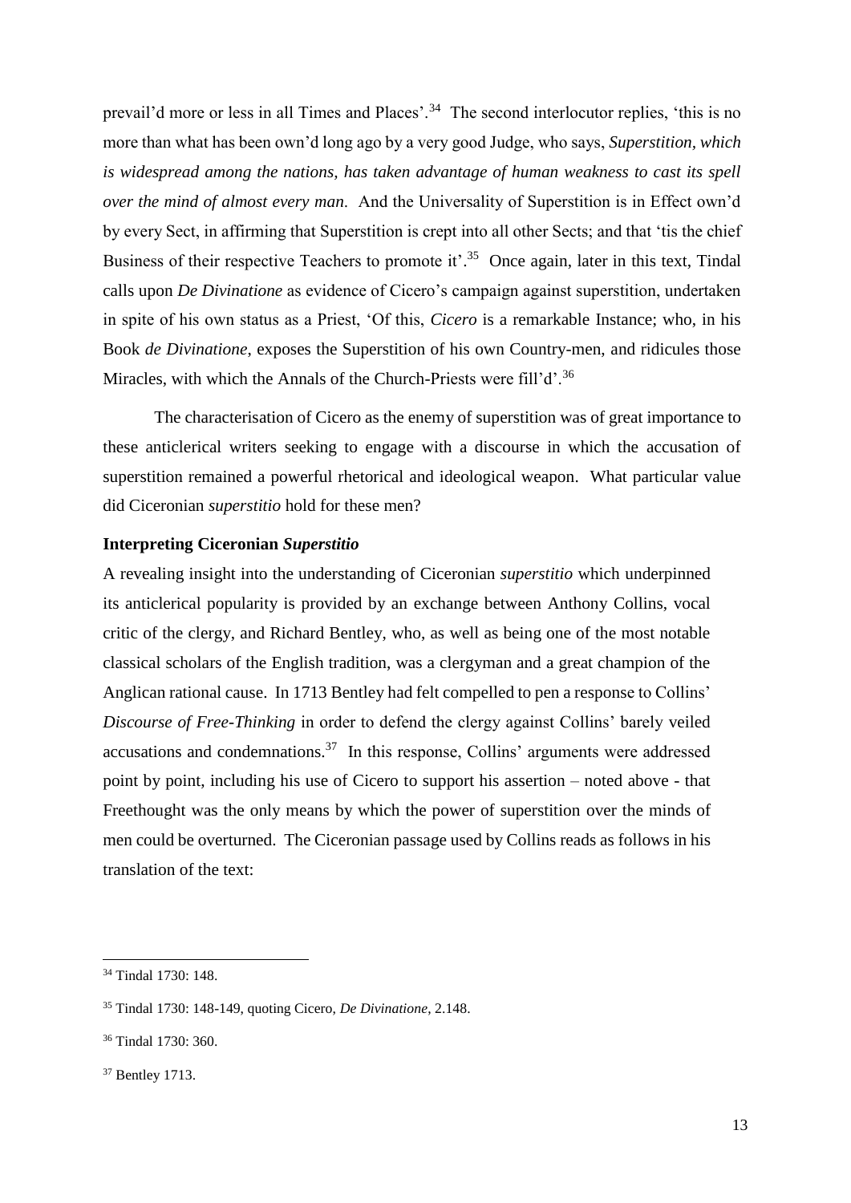prevail'd more or less in all Times and Places'.[34] The second interlocutor replies, 'this is no more than what has been own'd long ago by a very good Judge, who says, *Superstition, which is widespread among the nations, has taken advantage of human weakness to cast its spell over the mind of almost every man*. And the Universality of Superstition is in Effect own'd by every Sect, in affirming that Superstition is crept into all other Sects; and that 'tis the chief Business of their respective Teachers to promote it'.[35] Once again, later in this text, Tindal calls upon *De Divinatione* as evidence of Cicero's campaign against superstition, undertaken in spite of his own status as a Priest, 'Of this, *Cicero* is a remarkable Instance; who, in his Book *de Divinatione*, exposes the Superstition of his own Country-men, and ridicules those Miracles, with which the Annals of the Church-Priests were fill'd'.[36]

The characterisation of Cicero as the enemy of superstition was of great importance to these anticlerical writers seeking to engage with a discourse in which the accusation of superstition remained a powerful rhetorical and ideological weapon. What particular value did Ciceronian *superstitio* hold for these men?

**Interpreting Ciceronian *Superstitio***

A revealing insight into the understanding of Ciceronian *superstitio* which underpinned its anticlerical popularity is provided by an exchange between Anthony Collins, vocal critic of the clergy, and Richard Bentley, who, as well as being one of the most notable classical scholars of the English tradition, was a clergyman and a great champion of the Anglican rational cause. In 1713 Bentley had felt compelled to pen a response to Collins' *Discourse of Free-Thinking* in order to defend the clergy against Collins' barely veiled accusations and condemnations.[37] In this response, Collins' arguments were addressed point by point, including his use of Cicero to support his assertion – noted above - that Freethought was the only means by which the power of superstition over the minds of men could be overturned. The Ciceronian passage used by Collins reads as follows in his translation of the text:

---

[34] Tindal 1730: 148.

[35] Tindal 1730: 148-149, quoting Cicero, *De Divinatione*, 2.148.

[36] Tindal 1730: 360.

[37] Bentley 1713.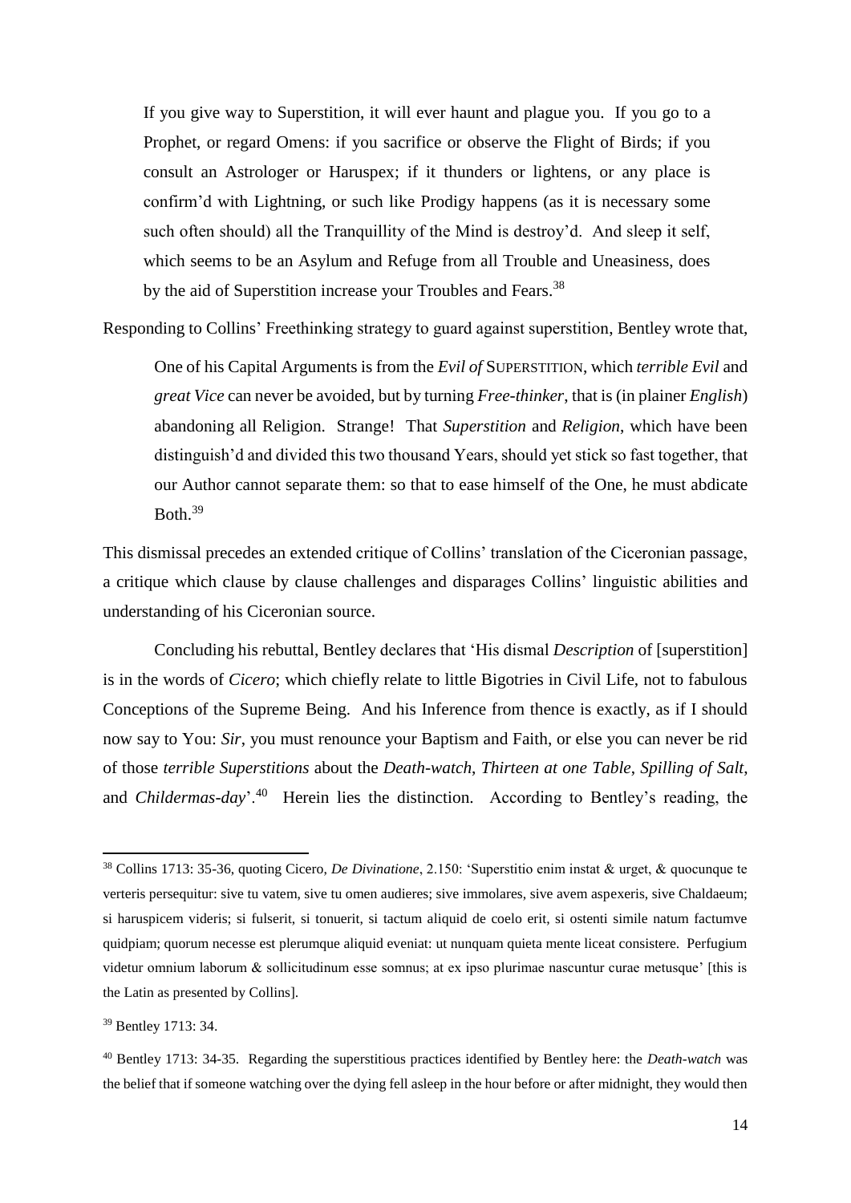> If you give way to Superstition, it will ever haunt and plague you. If you go to a Prophet, or regard Omens: if you sacrifice or observe the Flight of Birds; if you consult an Astrologer or Haruspex; if it thunders or lightens, or any place is confirm'd with Lightning, or such like Prodigy happens (as it is necessary some such often should) all the Tranquillity of the Mind is destroy'd. And sleep it self, which seems to be an Asylum and Refuge from all Trouble and Uneasiness, does by the aid of Superstition increase your Troubles and Fears.[38]

Responding to Collins' Freethinking strategy to guard against superstition, Bentley wrote that,

> One of his Capital Arguments is from the *Evil of* SUPERSTITION, which *terrible Evil* and *great Vice* can never be avoided, but by turning *Free-thinker*, that is (in plainer *English*) abandoning all Religion. Strange! That *Superstition* and *Religion*, which have been distinguish'd and divided this two thousand Years, should yet stick so fast together, that our Author cannot separate them: so that to ease himself of the One, he must abdicate Both.[39]

This dismissal precedes an extended critique of Collins' translation of the Ciceronian passage, a critique which clause by clause challenges and disparages Collins' linguistic abilities and understanding of his Ciceronian source.

Concluding his rebuttal, Bentley declares that 'His dismal *Description* of [superstition] is in the words of *Cicero*; which chiefly relate to little Bigotries in Civil Life, not to fabulous Conceptions of the Supreme Being. And his Inference from thence is exactly, as if I should now say to You: *Sir*, you must renounce your Baptism and Faith, or else you can never be rid of those *terrible Superstitions* about the *Death-watch*, *Thirteen at one Table*, *Spilling of Salt*, and *Childermas-day*'.[40] Herein lies the distinction. According to Bentley's reading, the

---

[38] Collins 1713: 35-36, quoting Cicero, *De Divinatione*, 2.150: 'Superstitio enim instat & urget, & quocunque te verteris persequitur: sive tu vatem, sive tu omen audieres; sive immolares, sive avem aspexeris, sive Chaldaeum; si haruspicem videris; si fulserit, si tonuerit, si tactum aliquid de coelo erit, si ostenti simile natum factumve quidpiam; quorum necesse est plerumque aliquid eveniat: ut nunquam quieta mente liceat consistere. Perfugium videtur omnium laborum & sollicitudinum esse somnus; at ex ipso plurimae nascuntur curae metusque' [this is the Latin as presented by Collins].

[39] Bentley 1713: 34.

[40] Bentley 1713: 34-35. Regarding the superstitious practices identified by Bentley here: the *Death-watch* was the belief that if someone watching over the dying fell asleep in the hour before or after midnight, they would then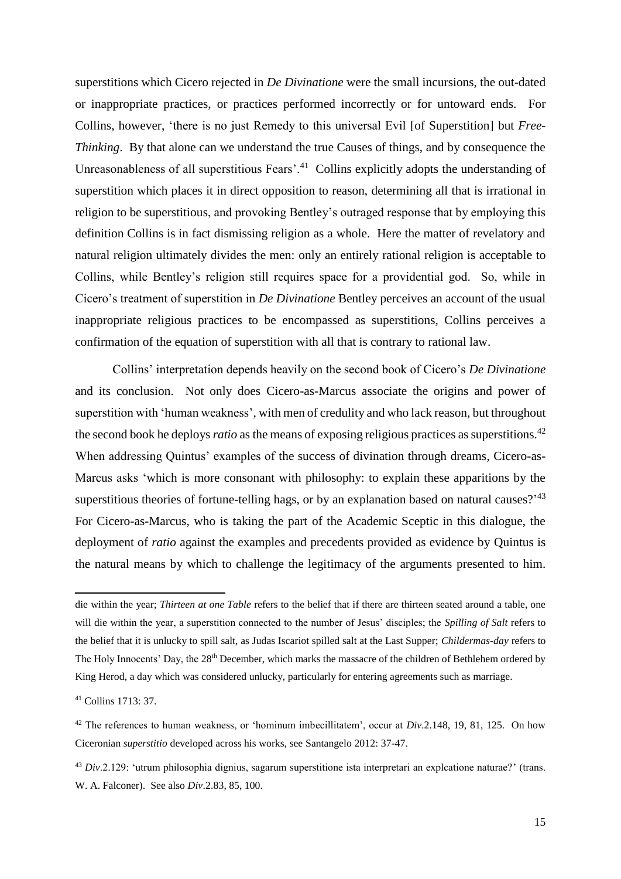superstitions which Cicero rejected in *De Divinatione* were the small incursions, the out-dated or inappropriate practices, or practices performed incorrectly or for untoward ends. For Collins, however, 'there is no just Remedy to this universal Evil [of Superstition] but *Free-Thinking*. By that alone can we understand the true Causes of things, and by consequence the Unreasonableness of all superstitious Fears'.[41] Collins explicitly adopts the understanding of superstition which places it in direct opposition to reason, determining all that is irrational in religion to be superstitious, and provoking Bentley's outraged response that by employing this definition Collins is in fact dismissing religion as a whole. Here the matter of revelatory and natural religion ultimately divides the men: only an entirely rational religion is acceptable to Collins, while Bentley's religion still requires space for a providential god. So, while in Cicero's treatment of superstition in *De Divinatione* Bentley perceives an account of the usual inappropriate religious practices to be encompassed as superstitions, Collins perceives a confirmation of the equation of superstition with all that is contrary to rational law.

Collins' interpretation depends heavily on the second book of Cicero's *De Divinatione* and its conclusion. Not only does Cicero-as-Marcus associate the origins and power of superstition with 'human weakness', with men of credulity and who lack reason, but throughout the second book he deploys *ratio* as the means of exposing religious practices as superstitions.[42] When addressing Quintus' examples of the success of divination through dreams, Cicero-as-Marcus asks 'which is more consonant with philosophy: to explain these apparitions by the superstitious theories of fortune-telling hags, or by an explanation based on natural causes?'[43] For Cicero-as-Marcus, who is taking the part of the Academic Sceptic in this dialogue, the deployment of *ratio* against the examples and precedents provided as evidence by Quintus is the natural means by which to challenge the legitimacy of the arguments presented to him.

---

die within the year; *Thirteen at one Table* refers to the belief that if there are thirteen seated around a table, one will die within the year, a superstition connected to the number of Jesus' disciples; the *Spilling of Salt* refers to the belief that it is unlucky to spill salt, as Judas Iscariot spilled salt at the Last Supper; *Childermas-day* refers to The Holy Innocents' Day, the 28th December, which marks the massacre of the children of Bethlehem ordered by King Herod, a day which was considered unlucky, particularly for entering agreements such as marriage.

[41] Collins 1713: 37.

[42] The references to human weakness, or 'hominum imbecillitatem', occur at *Div*.2.148, 19, 81, 125. On how Ciceronian *superstitio* developed across his works, see Santangelo 2012: 37-47.

[43] *Div*.2.129: 'utrum philosophia dignius, sagarum superstitione ista interpretari an explcatione naturae?' (trans. W. A. Falconer). See also *Div*.2.83, 85, 100.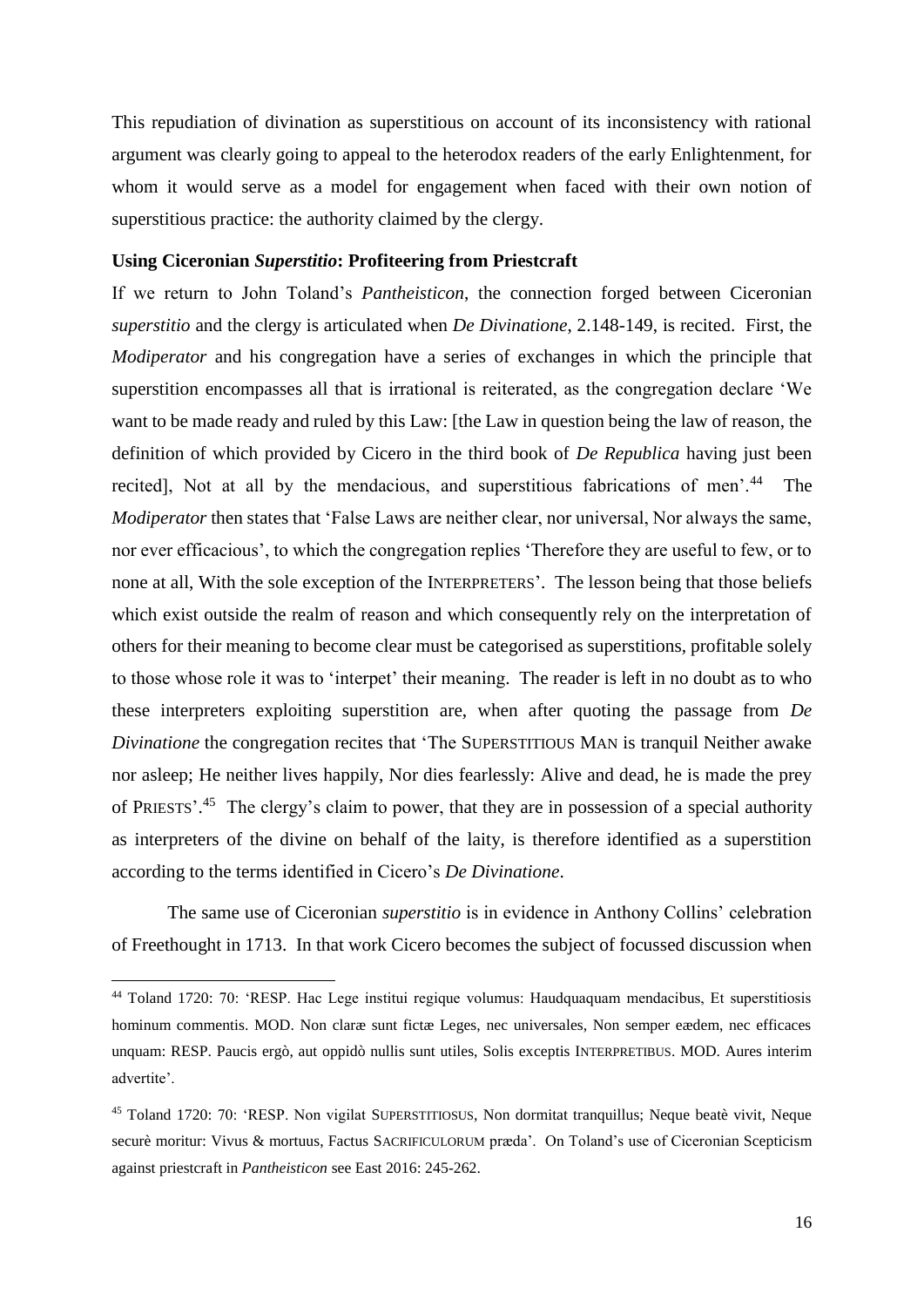This repudiation of divination as superstitious on account of its inconsistency with rational argument was clearly going to appeal to the heterodox readers of the early Enlightenment, for whom it would serve as a model for engagement when faced with their own notion of superstitious practice: the authority claimed by the clergy.

### Using Ciceronian *Superstitio*: Profiteering from Priestcraft

If we return to John Toland's *Pantheisticon*, the connection forged between Ciceronian *superstitio* and the clergy is articulated when *De Divinatione*, 2.148-149, is recited. First, the *Modiperator* and his congregation have a series of exchanges in which the principle that superstition encompasses all that is irrational is reiterated, as the congregation declare 'We want to be made ready and ruled by this Law: [the Law in question being the law of reason, the definition of which provided by Cicero in the third book of *De Republica* having just been recited], Not at all by the mendacious, and superstitious fabrications of men'.[44] The *Modiperator* then states that 'False Laws are neither clear, nor universal, Nor always the same, nor ever efficacious', to which the congregation replies 'Therefore they are useful to few, or to none at all, With the sole exception of the INTERPRETERS'. The lesson being that those beliefs which exist outside the realm of reason and which consequently rely on the interpretation of others for their meaning to become clear must be categorised as superstitions, profitable solely to those whose role it was to 'interpet' their meaning. The reader is left in no doubt as to who these interpreters exploiting superstition are, when after quoting the passage from *De Divinatione* the congregation recites that 'The SUPERSTITIOUS MAN is tranquil Neither awake nor asleep; He neither lives happily, Nor dies fearlessly: Alive and dead, he is made the prey of PRIESTS'.[45] The clergy's claim to power, that they are in possession of a special authority as interpreters of the divine on behalf of the laity, is therefore identified as a superstition according to the terms identified in Cicero's *De Divinatione*.

The same use of Ciceronian *superstitio* is in evidence in Anthony Collins' celebration of Freethought in 1713. In that work Cicero becomes the subject of focussed discussion when

---

[44] Toland 1720: 70: 'RESP. Hac Lege institui regique volumus: Haudquaquam mendacibus, Et superstitiosis hominum commentis. MOD. Non claræ sunt fictæ Leges, nec universales, Non semper eædem, nec efficaces unquam: RESP. Paucis ergò, aut oppidò nullis sunt utiles, Solis exceptis INTERPRETIBUS. MOD. Aures interim advertite'.

[45] Toland 1720: 70: 'RESP. Non vigilat SUPERSTITIOSUS, Non dormitat tranquillus; Neque beatè vivit, Neque securè moritur: Vivus & mortuus, Factus SACRIFICULORUM præda'. On Toland's use of Ciceronian Scepticism against priestcraft in *Pantheisticon* see East 2016: 245-262.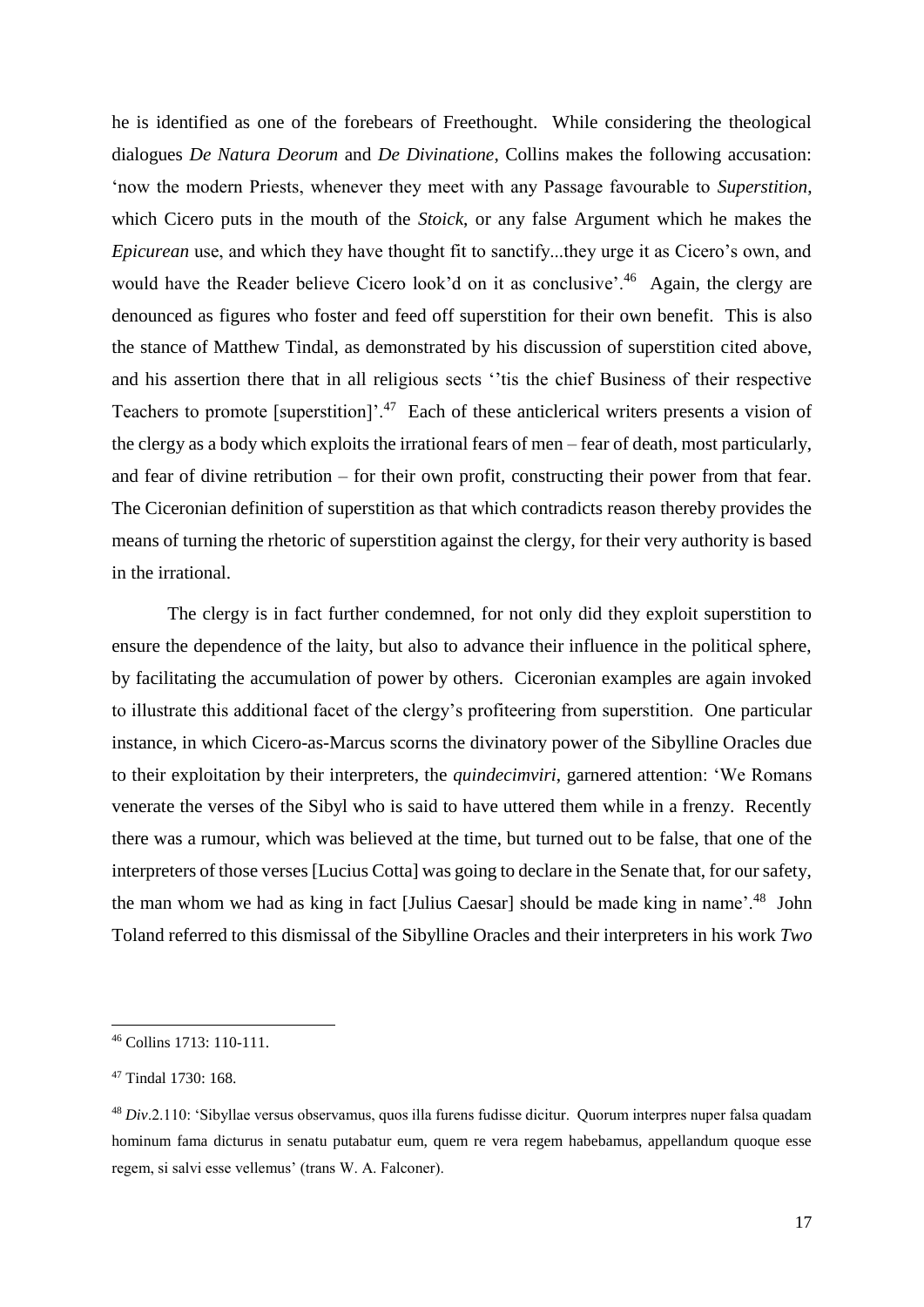he is identified as one of the forebears of Freethought. While considering the theological dialogues *De Natura Deorum* and *De Divinatione*, Collins makes the following accusation: 'now the modern Priests, whenever they meet with any Passage favourable to *Superstition*, which Cicero puts in the mouth of the *Stoick*, or any false Argument which he makes the *Epicurean* use, and which they have thought fit to sanctify...they urge it as Cicero's own, and would have the Reader believe Cicero look'd on it as conclusive'.[46] Again, the clergy are denounced as figures who foster and feed off superstition for their own benefit. This is also the stance of Matthew Tindal, as demonstrated by his discussion of superstition cited above, and his assertion there that in all religious sects ''tis the chief Business of their respective Teachers to promote [superstition]'.[47] Each of these anticlerical writers presents a vision of the clergy as a body which exploits the irrational fears of men – fear of death, most particularly, and fear of divine retribution – for their own profit, constructing their power from that fear. The Ciceronian definition of superstition as that which contradicts reason thereby provides the means of turning the rhetoric of superstition against the clergy, for their very authority is based in the irrational.

The clergy is in fact further condemned, for not only did they exploit superstition to ensure the dependence of the laity, but also to advance their influence in the political sphere, by facilitating the accumulation of power by others. Ciceronian examples are again invoked to illustrate this additional facet of the clergy's profiteering from superstition. One particular instance, in which Cicero-as-Marcus scorns the divinatory power of the Sibylline Oracles due to their exploitation by their interpreters, the *quindecimviri*, garnered attention: 'We Romans venerate the verses of the Sibyl who is said to have uttered them while in a frenzy. Recently there was a rumour, which was believed at the time, but turned out to be false, that one of the interpreters of those verses [Lucius Cotta] was going to declare in the Senate that, for our safety, the man whom we had as king in fact [Julius Caesar] should be made king in name'.[48] John Toland referred to this dismissal of the Sibylline Oracles and their interpreters in his work *Two*

---

[46] Collins 1713: 110-111.

[47] Tindal 1730: 168.

[48] *Div*.2.110: 'Sibyllae versus observamus, quos illa furens fudisse dicitur. Quorum interpres nuper falsa quadam hominum fama dicturus in senatu putabatur eum, quem re vera regem habebamus, appellandum quoque esse regem, si salvi esse vellemus' (trans W. A. Falconer).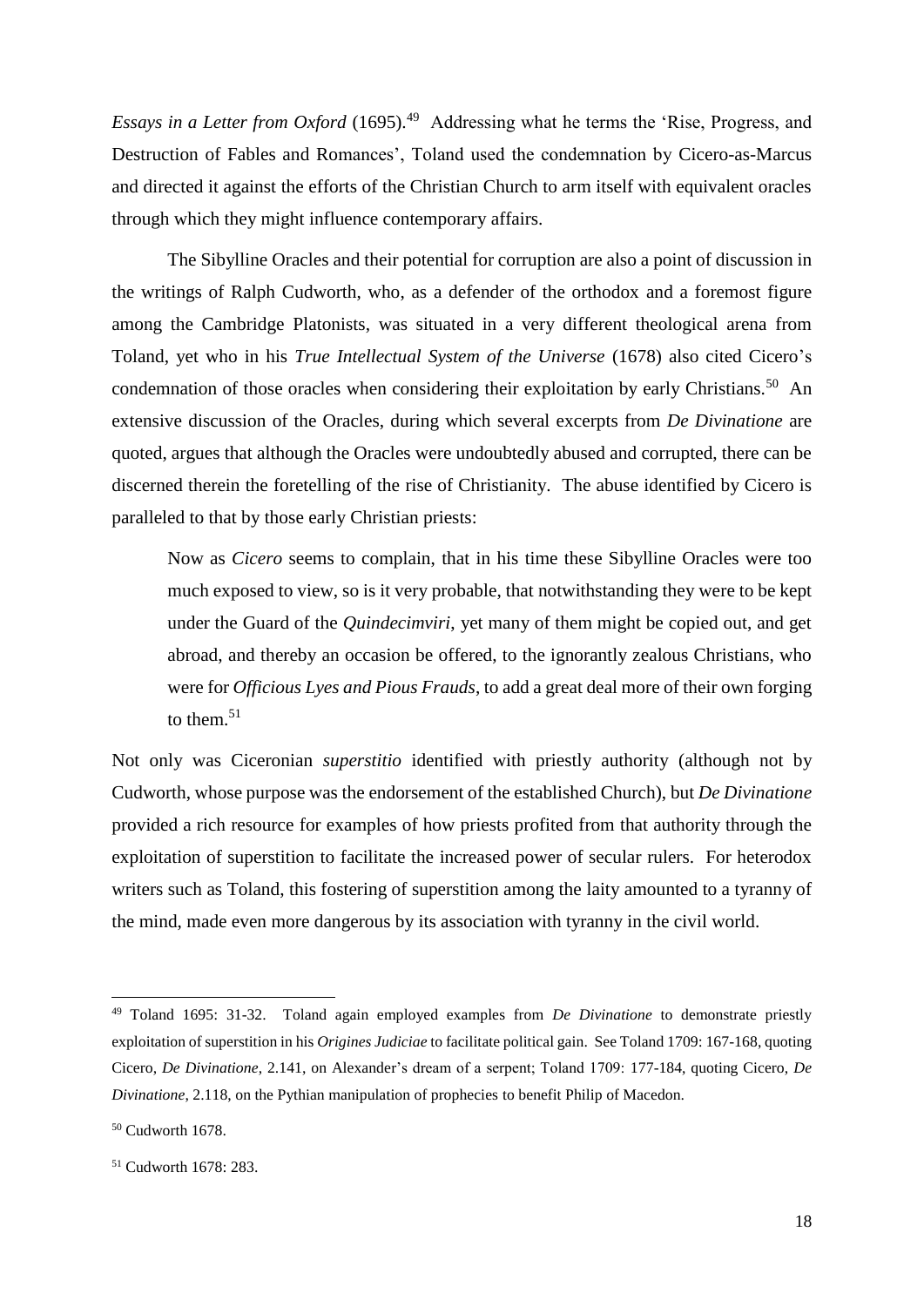*Essays in a Letter from Oxford* (1695).[49] Addressing what he terms the 'Rise, Progress, and Destruction of Fables and Romances', Toland used the condemnation by Cicero-as-Marcus and directed it against the efforts of the Christian Church to arm itself with equivalent oracles through which they might influence contemporary affairs.

The Sibylline Oracles and their potential for corruption are also a point of discussion in the writings of Ralph Cudworth, who, as a defender of the orthodox and a foremost figure among the Cambridge Platonists, was situated in a very different theological arena from Toland, yet who in his *True Intellectual System of the Universe* (1678) also cited Cicero's condemnation of those oracles when considering their exploitation by early Christians.[50] An extensive discussion of the Oracles, during which several excerpts from *De Divinatione* are quoted, argues that although the Oracles were undoubtedly abused and corrupted, there can be discerned therein the foretelling of the rise of Christianity. The abuse identified by Cicero is paralleled to that by those early Christian priests:

> Now as *Cicero* seems to complain, that in his time these Sibylline Oracles were too much exposed to view, so is it very probable, that notwithstanding they were to be kept under the Guard of the *Quindecimviri*, yet many of them might be copied out, and get abroad, and thereby an occasion be offered, to the ignorantly zealous Christians, who were for *Officious Lyes and Pious Frauds*, to add a great deal more of their own forging to them.[51]

Not only was Ciceronian *superstitio* identified with priestly authority (although not by Cudworth, whose purpose was the endorsement of the established Church), but *De Divinatione* provided a rich resource for examples of how priests profited from that authority through the exploitation of superstition to facilitate the increased power of secular rulers. For heterodox writers such as Toland, this fostering of superstition among the laity amounted to a tyranny of the mind, made even more dangerous by its association with tyranny in the civil world.

---

[49] Toland 1695: 31-32. Toland again employed examples from *De Divinatione* to demonstrate priestly exploitation of superstition in his *Origines Judiciae* to facilitate political gain. See Toland 1709: 167-168, quoting Cicero, *De Divinatione*, 2.141, on Alexander's dream of a serpent; Toland 1709: 177-184, quoting Cicero, *De Divinatione*, 2.118, on the Pythian manipulation of prophecies to benefit Philip of Macedon.

[50] Cudworth 1678.

[51] Cudworth 1678: 283.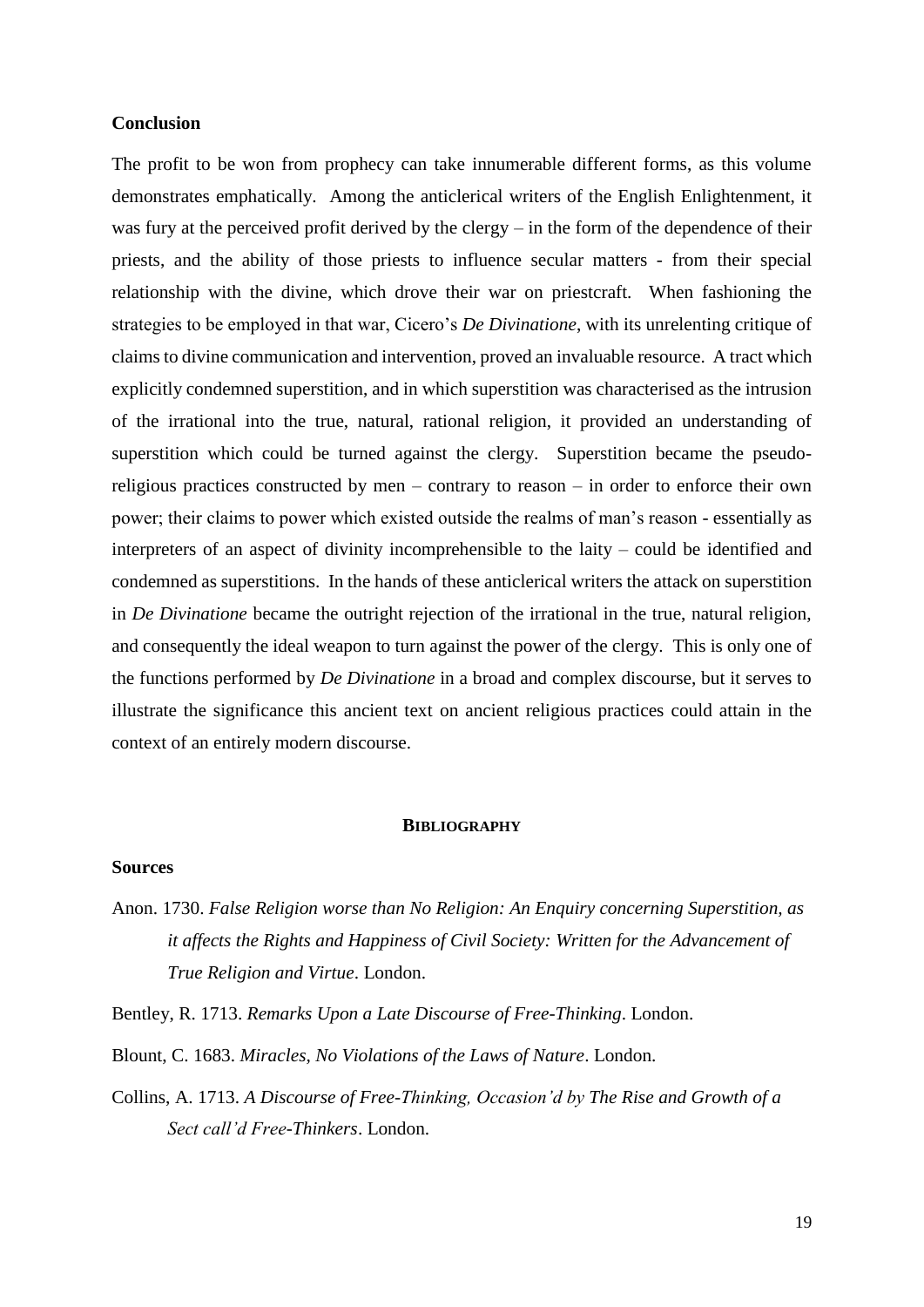## Conclusion

The profit to be won from prophecy can take innumerable different forms, as this volume demonstrates emphatically. Among the anticlerical writers of the English Enlightenment, it was fury at the perceived profit derived by the clergy – in the form of the dependence of their priests, and the ability of those priests to influence secular matters - from their special relationship with the divine, which drove their war on priestcraft. When fashioning the strategies to be employed in that war, Cicero's *De Divinatione*, with its unrelenting critique of claims to divine communication and intervention, proved an invaluable resource. A tract which explicitly condemned superstition, and in which superstition was characterised as the intrusion of the irrational into the true, natural, rational religion, it provided an understanding of superstition which could be turned against the clergy. Superstition became the pseudo-religious practices constructed by men – contrary to reason – in order to enforce their own power; their claims to power which existed outside the realms of man's reason - essentially as interpreters of an aspect of divinity incomprehensible to the laity – could be identified and condemned as superstitions. In the hands of these anticlerical writers the attack on superstition in *De Divinatione* became the outright rejection of the irrational in the true, natural religion, and consequently the ideal weapon to turn against the power of the clergy. This is only one of the functions performed by *De Divinatione* in a broad and complex discourse, but it serves to illustrate the significance this ancient text on ancient religious practices could attain in the context of an entirely modern discourse.

## BIBLIOGRAPHY

### Sources

Anon. 1730. *False Religion worse than No Religion: An Enquiry concerning Superstition, as it affects the Rights and Happiness of Civil Society: Written for the Advancement of True Religion and Virtue*. London.

Bentley, R. 1713. *Remarks Upon a Late Discourse of Free-Thinking*. London.

Blount, C. 1683. *Miracles, No Violations of the Laws of Nature*. London.

Collins, A. 1713. *A Discourse of Free-Thinking, Occasion'd by The Rise and Growth of a Sect call'd Free-Thinkers*. London.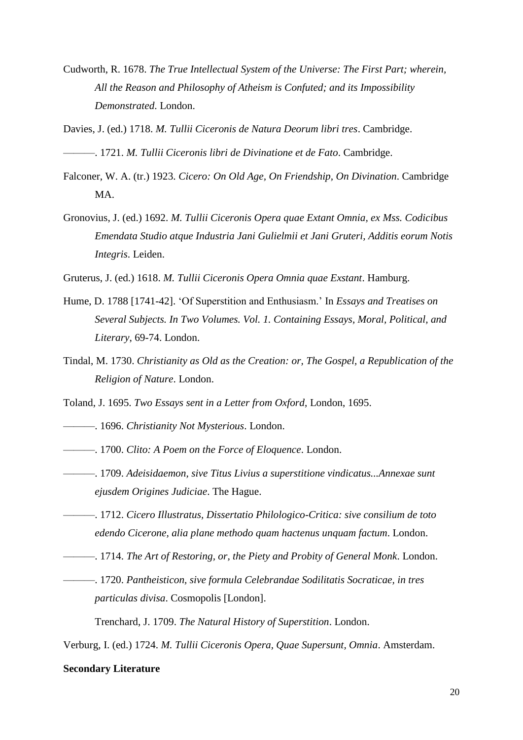Cudworth, R. 1678. *The True Intellectual System of the Universe: The First Part; wherein, All the Reason and Philosophy of Atheism is Confuted; and its Impossibility Demonstrated*. London.

Davies, J. (ed.) 1718. *M. Tullii Ciceronis de Natura Deorum libri tres*. Cambridge.

———. 1721. *M. Tullii Ciceronis libri de Divinatione et de Fato*. Cambridge.

Falconer, W. A. (tr.) 1923. *Cicero: On Old Age, On Friendship, On Divination*. Cambridge MA.

Gronovius, J. (ed.) 1692. *M. Tullii Ciceronis Opera quae Extant Omnia, ex Mss. Codicibus Emendata Studio atque Industria Jani Gulielmii et Jani Gruteri, Additis eorum Notis Integris*. Leiden.

Gruterus, J. (ed.) 1618. *M. Tullii Ciceronis Opera Omnia quae Exstant*. Hamburg.

Hume, D. 1788 [1741-42]. 'Of Superstition and Enthusiasm.' In *Essays and Treatises on Several Subjects. In Two Volumes. Vol. 1. Containing Essays, Moral, Political, and Literary*, 69-74. London.

Tindal, M. 1730. *Christianity as Old as the Creation: or, The Gospel, a Republication of the Religion of Nature*. London.

Toland, J. 1695. *Two Essays sent in a Letter from Oxford*, London, 1695.

———. 1696. *Christianity Not Mysterious*. London.

———. 1700. *Clito: A Poem on the Force of Eloquence*. London.

———. 1709. *Adeisidaemon, sive Titus Livius a superstitione vindicatus...Annexae sunt ejusdem Origines Judiciae*. The Hague.

———. 1712. *Cicero Illustratus, Dissertatio Philologico-Critica: sive consilium de toto edendo Cicerone, alia plane methodo quam hactenus unquam factum*. London.

———. 1714. *The Art of Restoring, or, the Piety and Probity of General Monk*. London.

———. 1720. *Pantheisticon, sive formula Celebrandae Sodilitatis Socraticae, in tres particulas divisa*. Cosmopolis [London].

Trenchard, J. 1709. *The Natural History of Superstition*. London.

Verburg, I. (ed.) 1724. *M. Tullii Ciceronis Opera, Quae Supersunt, Omnia*. Amsterdam.

**Secondary Literature**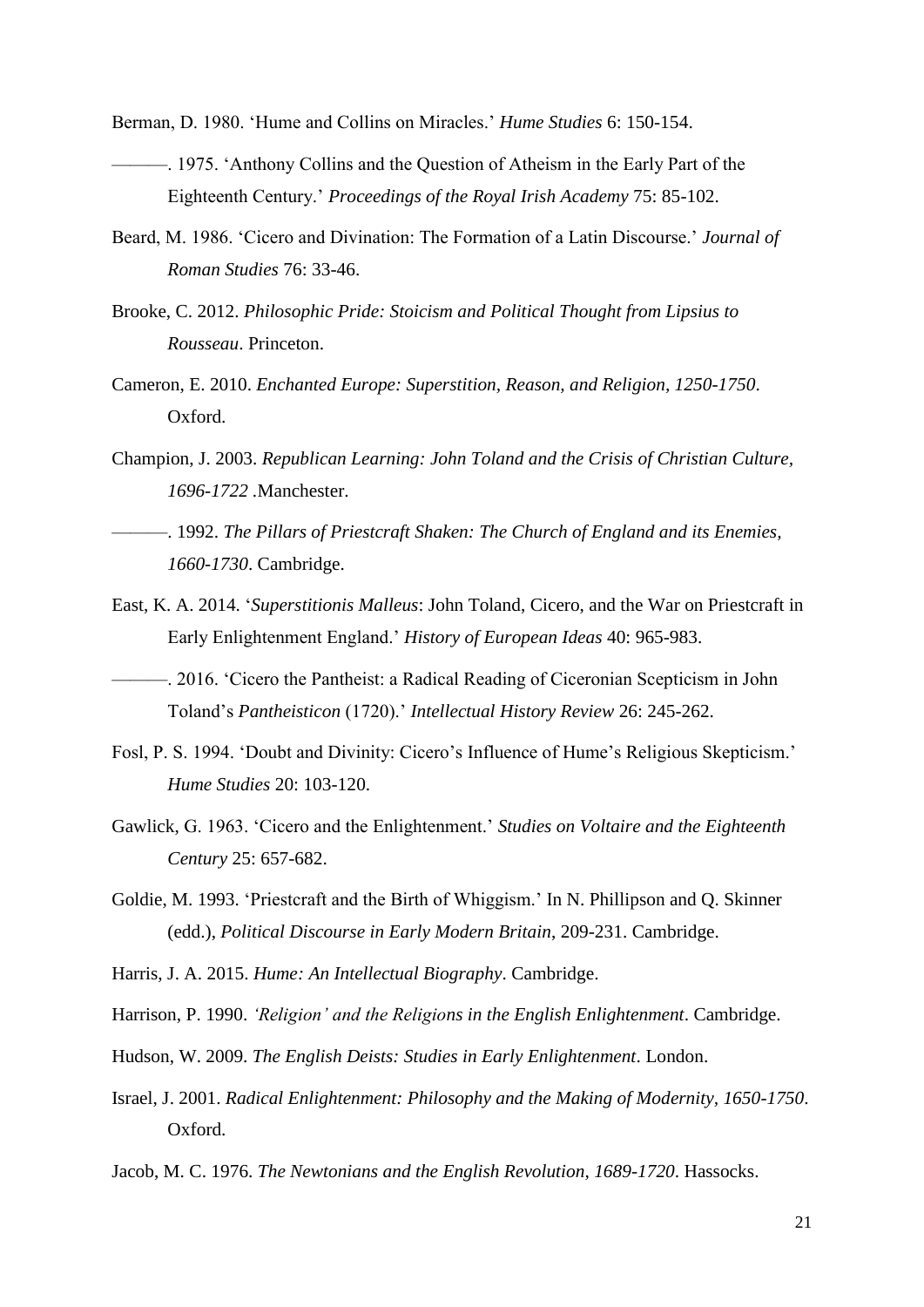Berman, D. 1980. 'Hume and Collins on Miracles.' *Hume Studies* 6: 150-154.

———. 1975. 'Anthony Collins and the Question of Atheism in the Early Part of the Eighteenth Century.' *Proceedings of the Royal Irish Academy* 75: 85-102.

Beard, M. 1986. 'Cicero and Divination: The Formation of a Latin Discourse.' *Journal of Roman Studies* 76: 33-46.

Brooke, C. 2012. *Philosophic Pride: Stoicism and Political Thought from Lipsius to Rousseau*. Princeton.

Cameron, E. 2010. *Enchanted Europe: Superstition, Reason, and Religion, 1250-1750*. Oxford.

Champion, J. 2003. *Republican Learning: John Toland and the Crisis of Christian Culture, 1696-1722* .Manchester.

———. 1992. *The Pillars of Priestcraft Shaken: The Church of England and its Enemies, 1660-1730*. Cambridge.

East, K. A. 2014. '*Superstitionis Malleus*: John Toland, Cicero, and the War on Priestcraft in Early Enlightenment England.' *History of European Ideas* 40: 965-983.

———. 2016. 'Cicero the Pantheist: a Radical Reading of Ciceronian Scepticism in John Toland's *Pantheisticon* (1720).' *Intellectual History Review* 26: 245-262.

Fosl, P. S. 1994. 'Doubt and Divinity: Cicero's Influence of Hume's Religious Skepticism.' *Hume Studies* 20: 103-120.

Gawlick, G. 1963. 'Cicero and the Enlightenment.' *Studies on Voltaire and the Eighteenth Century* 25: 657-682.

Goldie, M. 1993. 'Priestcraft and the Birth of Whiggism.' In N. Phillipson and Q. Skinner (edd.), *Political Discourse in Early Modern Britain*, 209-231. Cambridge.

Harris, J. A. 2015. *Hume: An Intellectual Biography*. Cambridge.

Harrison, P. 1990. *'Religion' and the Religions in the English Enlightenment*. Cambridge.

Hudson, W. 2009. *The English Deists: Studies in Early Enlightenment*. London.

Israel, J. 2001. *Radical Enlightenment: Philosophy and the Making of Modernity, 1650-1750*. Oxford.

Jacob, M. C. 1976. *The Newtonians and the English Revolution, 1689-1720*. Hassocks.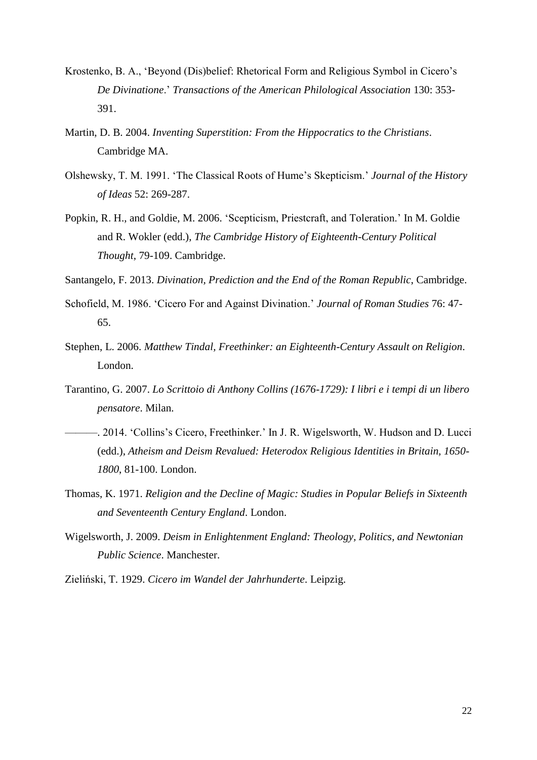Krostenko, B. A., 'Beyond (Dis)belief: Rhetorical Form and Religious Symbol in Cicero's *De Divinatione*.' *Transactions of the American Philological Association* 130: 353-391.

Martin, D. B. 2004. *Inventing Superstition: From the Hippocratics to the Christians*. Cambridge MA.

Olshewsky, T. M. 1991. 'The Classical Roots of Hume's Skepticism.' *Journal of the History of Ideas* 52: 269-287.

Popkin, R. H., and Goldie, M. 2006. 'Scepticism, Priestcraft, and Toleration.' In M. Goldie and R. Wokler (edd.), *The Cambridge History of Eighteenth-Century Political Thought*, 79-109. Cambridge.

Santangelo, F. 2013. *Divination, Prediction and the End of the Roman Republic*, Cambridge.

Schofield, M. 1986. 'Cicero For and Against Divination.' *Journal of Roman Studies* 76: 47-65.

Stephen, L. 2006. *Matthew Tindal, Freethinker: an Eighteenth-Century Assault on Religion*. London.

Tarantino, G. 2007. *Lo Scrittoio di Anthony Collins (1676-1729): I libri e i tempi di un libero pensatore*. Milan.

———. 2014. 'Collins's Cicero, Freethinker.' In J. R. Wigelsworth, W. Hudson and D. Lucci (edd.), *Atheism and Deism Revalued: Heterodox Religious Identities in Britain, 1650-1800*, 81-100. London.

Thomas, K. 1971. *Religion and the Decline of Magic: Studies in Popular Beliefs in Sixteenth and Seventeenth Century England*. London.

Wigelsworth, J. 2009. *Deism in Enlightenment England: Theology, Politics, and Newtonian Public Science*. Manchester.

Zieliński, T. 1929. *Cicero im Wandel der Jahrhunderte*. Leipzig.